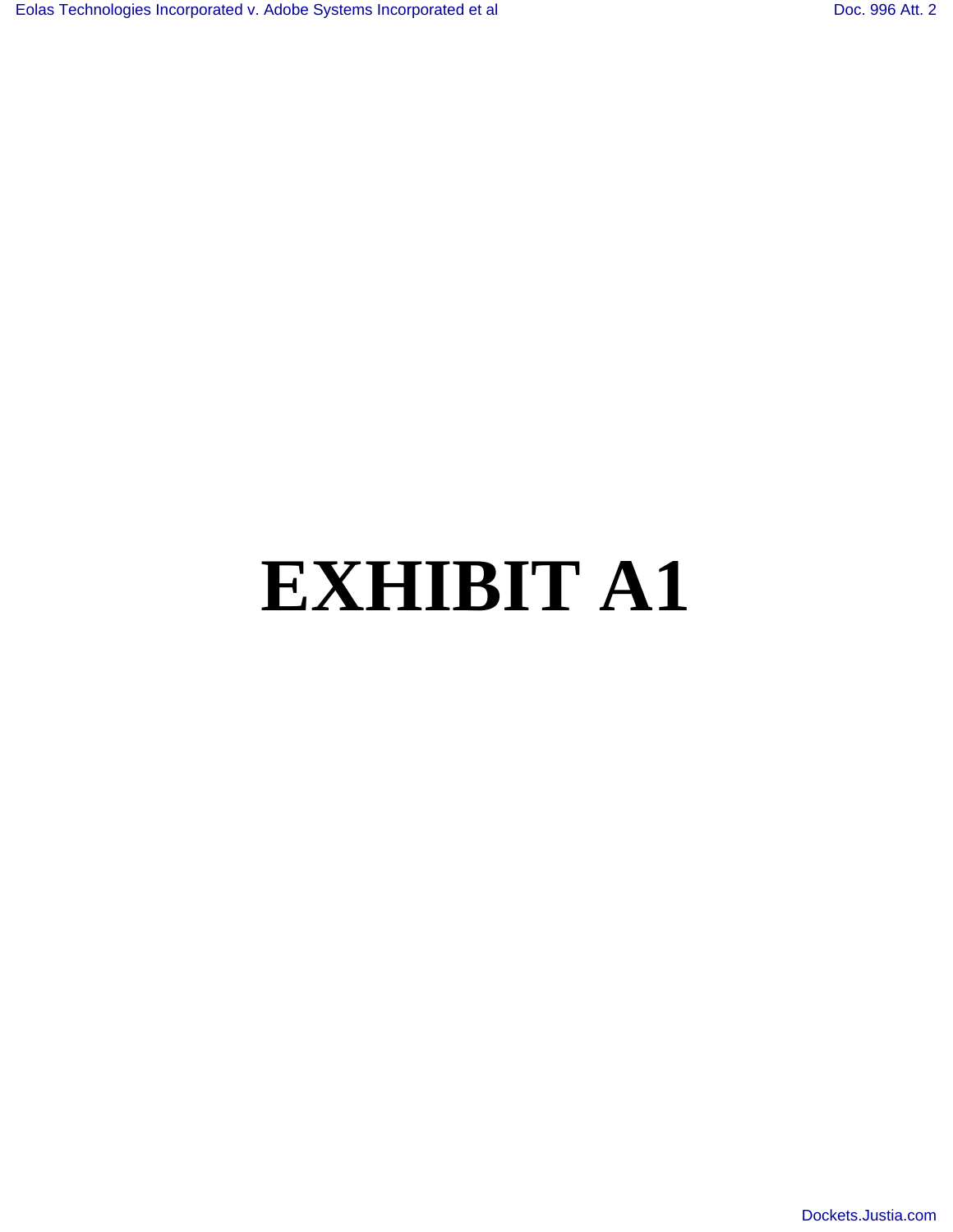# EXHIBIT A1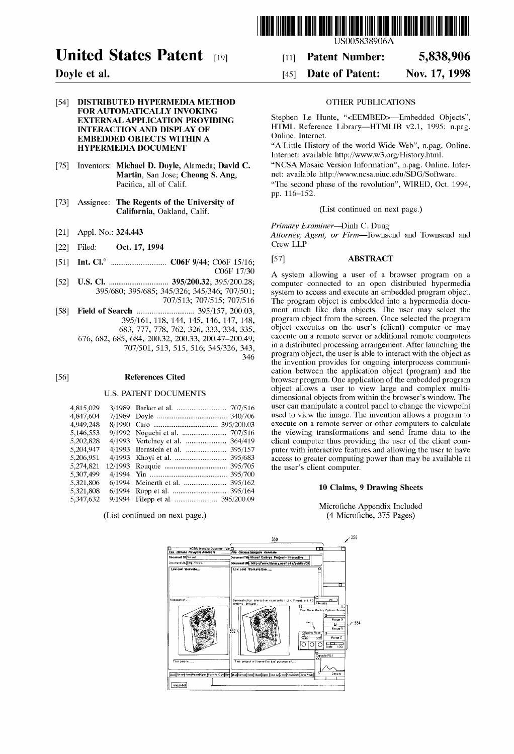# United States Patent [19]

**Doyle et al.**

[11] **Patent Number: 5,838,906**

[45] **Date of Patent: Nov. 17, 1998**

US005838906A

[54] **DISTRIBUTED HYPERMEDIA METHOD FOR AUTOMATICALLY INVOKING EXTERNAL APPLICATION PROVIDING INTERACTION AND DISPLAY OF EMBEDDED OBJECTS WITHIN A HYPERMEDIA DOCUMENT**

[75] Inventors: **Michael D. Doyle**, Alameda; **David C. Martin**, San Jose; **Cheong S. Ang**, Pacifica, all of Calif.

[73] Assignee: **The Regents of the University of California**, Oakland, Calif.

[21] Appl. No.: **324,443**

[22] Filed: **Oct. 17, 1994**

[51] **Int. Cl.**[6] .............................. **C06F 9/44**; C06F 15/16; C06F 17/30

[52] **U.S. Cl.** ................................ **395/200.32**; 395/200.28; 395/680; 395/685; 345/326; 345/346; 707/501; 707/513; 707/515; 707/516

[58] **Field of Search** ............................... 395/157, 200.03, 395/161, 118, 144, 145, 146, 147, 148, 683, 777, 778, 762, 326, 333, 334, 335, 676, 682, 685, 684, 200.32, 200.33, 200.47–200.49; 707/501, 513, 515, 516; 345/326, 343, 346

[56] **References Cited**

U.S. PATENT DOCUMENTS

| | | | |
|---|---|---|---|
| 4,815,029 | 3/1989 | Barker et al. | 707/516 |
| 4,847,604 | 7/1989 | Doyle | 340/706 |
| 4,949,248 | 8/1990 | Caro | 395/200.03 |
| 5,146,553 | 9/1992 | Noguchi et al. | 707/516 |
| 5,202,828 | 4/1993 | Vertelney et al. | 364/419 |
| 5,204,947 | 4/1993 | Bernstein et al. | 395/157 |
| 5,206,951 | 4/1993 | Khoyi et al. | 395/683 |
| 5,274,821 | 12/1993 | Rouquie | 395/705 |
| 5,307,499 | 4/1994 | Yin | 395/700 |
| 5,321,806 | 6/1994 | Meinerth et al. | 395/162 |
| 5,321,808 | 6/1994 | Rupp et al. | 395/164 |
| 5,347,632 | 9/1994 | Filepp et al. | 395/200.09 |

(List continued on next page.)

OTHER PUBLICATIONS

Stephen Le Hunte, "<EEMBED>—Embedded Objects", HTML Reference Library—HTMLIB v2.1, 1995: n.pag. Online. Internet.

"A Little History of the world Wide Web", n.pag. Online. Internet: available http://www.w3.org/History.html.

"NCSA Mosaic Version Information", n.pag. Online. Internet: available http://www.ncsa.uiuc.edu/SDG/Software.

"The second phase of the revolution", WIRED, Oct. 1994, pp. 116–152.

(List continued on next page.)

*Primary Examiner*—Dinh C. Dung

*Attorney, Agent, or Firm*—Townsend and Townsend and Crew LLP

[57] **ABSTRACT**

A system allowing a user of a browser program on a computer connected to an open distributed hypermedia system to access and execute an embedded program object. The program object is embedded into a hypermedia document much like data objects. The user may select the program object from the screen. Once selected the program object executes on the user's (client) computer or may execute on a remote server or additional remote computers in a distributed processing arrangement. After launching the program object, the user is able to interact with the object as the invention provides for ongoing interprocess communication between the application object (program) and the browser program. One application of the embedded program object allows a user to view large and complex multi-dimensional objects from within the browser's window. The user can manipulate a control panel to change the viewpoint used to view the image. The invention allows a program to execute on a remote server or other computers to calculate the viewing transformations and send frame data to the client computer thus providing the user of the client computer with interactive features and allowing the user to have access to greater computing power than may be available at the user's client computer.

**10 Claims, 9 Drawing Sheets**

Microfiche Appendix Included
(4 Microfiche, 375 Pages)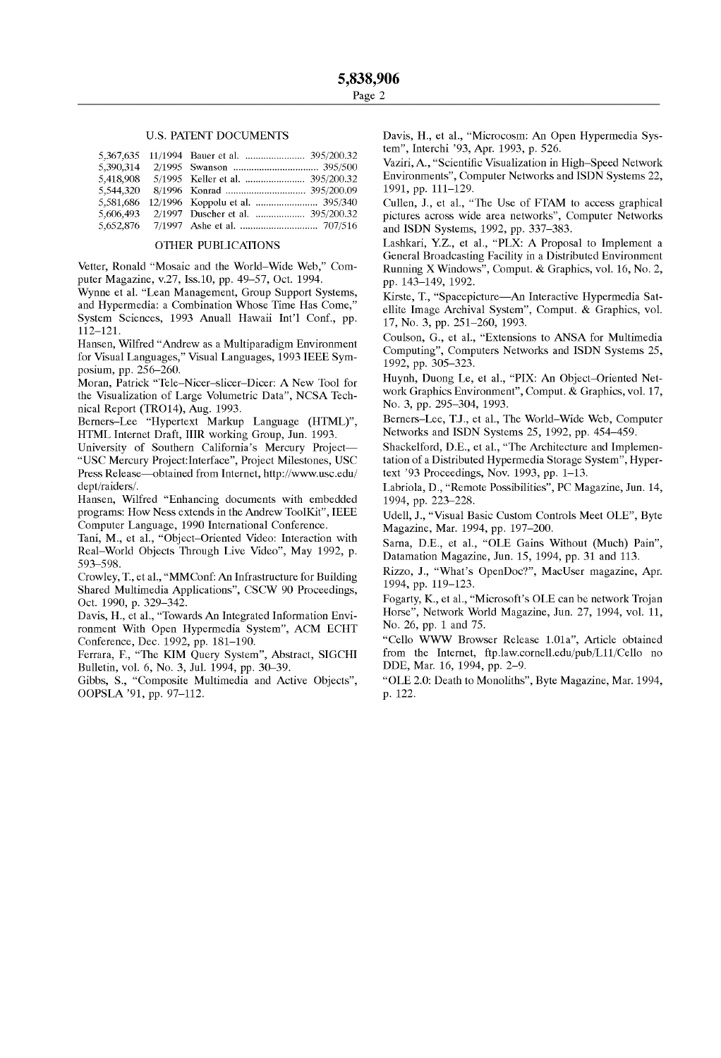## U.S. PATENT DOCUMENTS

| | | | |
|---|---|---|---|
| 5,367,635 | 11/1994 | Bauer et al. | 395/200.32 |
| 5,390,314 | 2/1995 | Swanson | 395/500 |
| 5,418,908 | 5/1995 | Keller et al. | 395/200.32 |
| 5,544,320 | 8/1996 | Konrad | 395/200.09 |
| 5,581,686 | 12/1996 | Koppolu et al. | 395/340 |
| 5,606,493 | 2/1997 | Duscher et al. | 395/200.32 |
| 5,652,876 | 7/1997 | Ashe et al. | 707/516 |

## OTHER PUBLICATIONS

Vetter, Ronald "Mosaic and the World–Wide Web," Computer Magazine, v.27, Iss.10, pp. 49–57, Oct. 1994.

Wynne et al. "Lean Management, Group Support Systems, and Hypermedia: a Combination Whose Time Has Come," System Sciences, 1993 Anuall Hawaii Int'l Conf., pp. 112–121.

Hansen, Wilfred "Andrew as a Multiparadigm Environment for Visual Languages," Visual Languages, 1993 IEEE Symposium, pp. 256–260.

Moran, Patrick "Tele–Nicer–slicer–Dicer: A New Tool for the Visualization of Large Volumetric Data", NCSA Technical Report (TRO14), Aug. 1993.

Berners–Lee "Hypertext Markup Language (HTML)", HTML Internet Draft, IIIR working Group, Jun. 1993.

University of Southern California's Mercury Project—"USC Mercury Project:Interface", Project Milestones, USC Press Release—obtained from Internet, http://www.usc.edu/dept/raiders/.

Hansen, Wilfred "Enhancing documents with embedded programs: How Ness extends in the Andrew ToolKit", IEEE Computer Language, 1990 International Conference.

Tani, M., et al., "Object–Oriented Video: Interaction with Real–World Objects Through Live Video", May 1992, p. 593–598.

Crowley, T., et al., "MMConf: An Infrastructure for Building Shared Multimedia Applications", CSCW 90 Proceedings, Oct. 1990, p. 329–342.

Davis, H., et al., "Towards An Integrated Information Environment With Open Hypermedia System", ACM ECHT Conference, Dec. 1992, pp. 181–190.

Ferrara, F., "The KIM Query System", Abstract, SIGCHI Bulletin, vol. 6, No. 3, Jul. 1994, pp. 30–39.

Gibbs, S., "Composite Multimedia and Active Objects", OOPSLA '91, pp. 97–112.

Davis, H., et al., "Microcosm: An Open Hypermedia System", Interchi '93, Apr. 1993, p. 526.

Vaziri, A., "Scientific Visualization in High–Speed Network Environments", Computer Networks and ISDN Systems 22, 1991, pp. 111–129.

Cullen, J., et al., "The Use of FTAM to access graphical pictures across wide area networks", Computer Networks and ISDN Systems, 1992, pp. 337–383.

Lashkari, Y.Z., et al., "PLX: A Proposal to Implement a General Broadcasting Facility in a Distributed Environment Running X Windows", Comput. & Graphics, vol. 16, No. 2, pp. 143–149, 1992.

Kirste, T., "Spacepicture—An Interactive Hypermedia Satellite Image Archival System", Comput. & Graphics, vol. 17, No. 3, pp. 251–260, 1993.

Coulson, G., et al., "Extensions to ANSA for Multimedia Computing", Computers Networks and ISDN Systems 25, 1992, pp. 305–323.

Huynh, Duong Le, et al., "PIX: An Object–Oriented Network Graphics Environment", Comput. & Graphics, vol. 17, No. 3, pp. 295–304, 1993.

Berners–Lee, T.J., et al., The World–Wide Web, Computer Networks and ISDN Systems 25, 1992, pp. 454–459.

Shackelford, D.E., et al., "The Architecture and Implementation of a Distributed Hypermedia Storage System", Hypertext '93 Proceedings, Nov. 1993, pp. 1–13.

Labriola, D., "Remote Possibilities", PC Magazine, Jun. 14, 1994, pp. 223–228.

Udell, J., "Visual Basic Custom Controls Meet OLE", Byte Magazine, Mar. 1994, pp. 197–200.

Sarna, D.E., et al., "OLE Gains Without (Much) Pain", Datamation Magazine, Jun. 15, 1994, pp. 31 and 113.

Rizzo, J., "What's OpenDoc?", MacUser magazine, Apr. 1994, pp. 119–123.

Fogarty, K., et al., "Microsoft's OLE can be network Trojan Horse", Network World Magazine, Jun. 27, 1994, vol. 11, No. 26, pp. 1 and 75.

"Cello WWW Browser Release 1.01a", Article obtained from the Internet, ftp.law.cornell.edu/pub/L11/Cello no DDE, Mar. 16, 1994, pp. 2–9.

"OLE 2.0: Death to Monoliths", Byte Magazine, Mar. 1994, p. 122.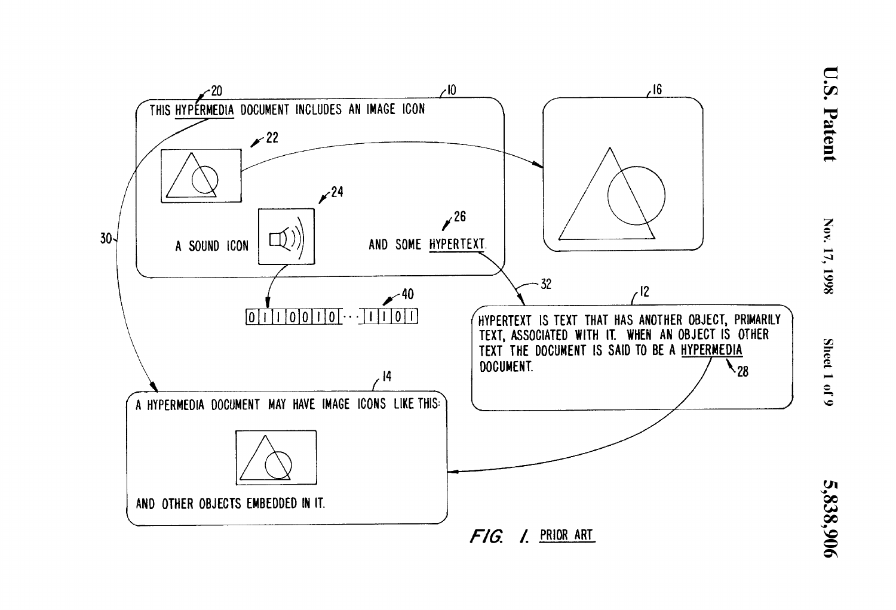FIG. 1. PRIOR ART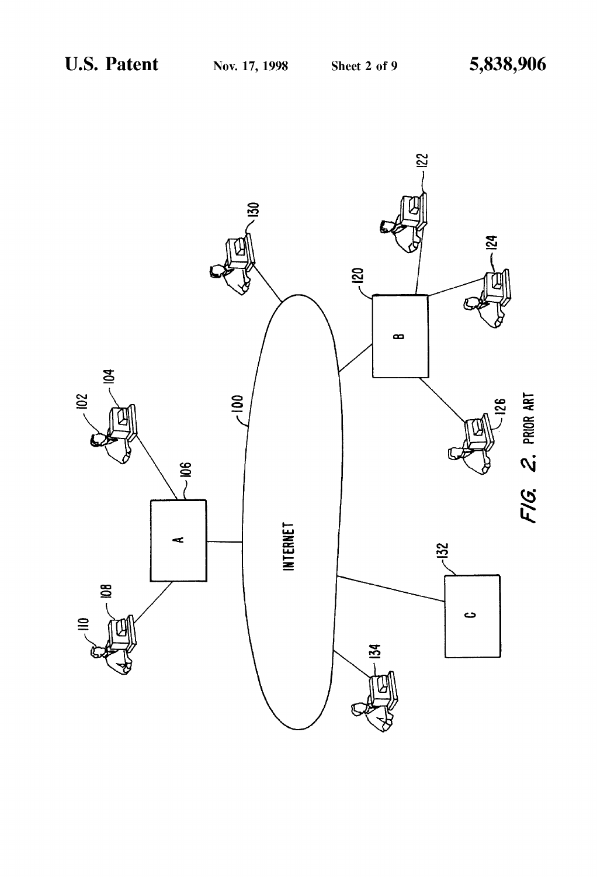U.S. Patent Nov. 17, 1998 Sheet 2 of 9 5,838,906

INTERNET

A

B

C

100 102 104 106 108 110 120 122 124 126 130 132 134

FIG. 2. PRIOR ART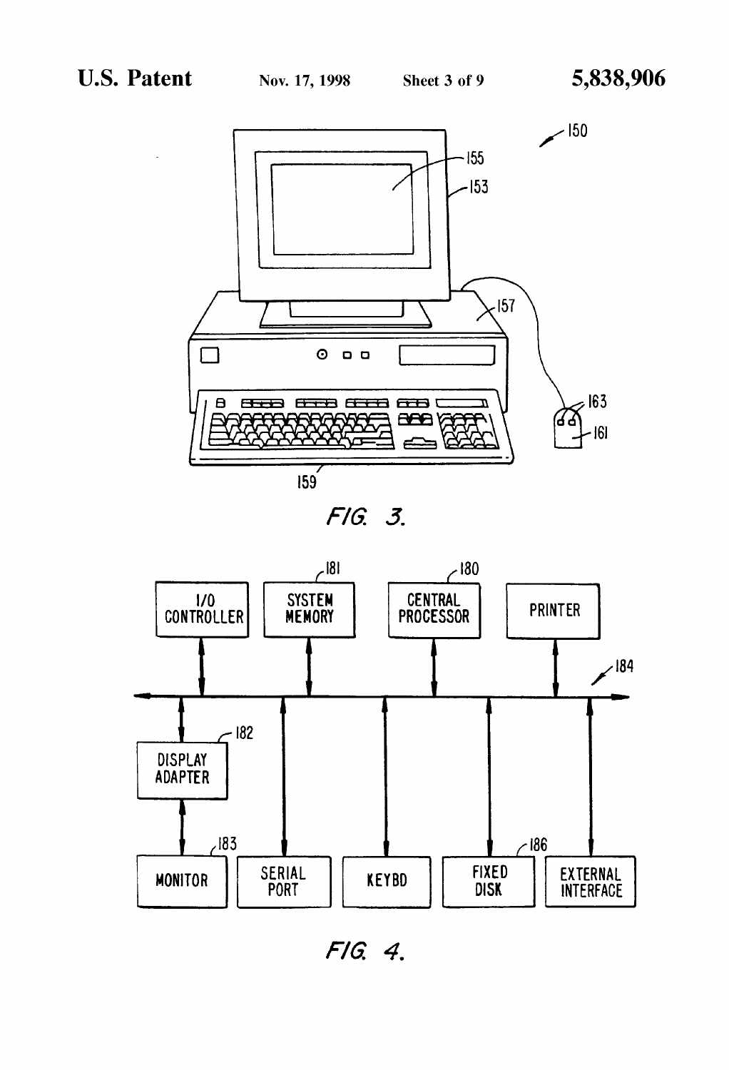FIG. 3.

FIG. 4.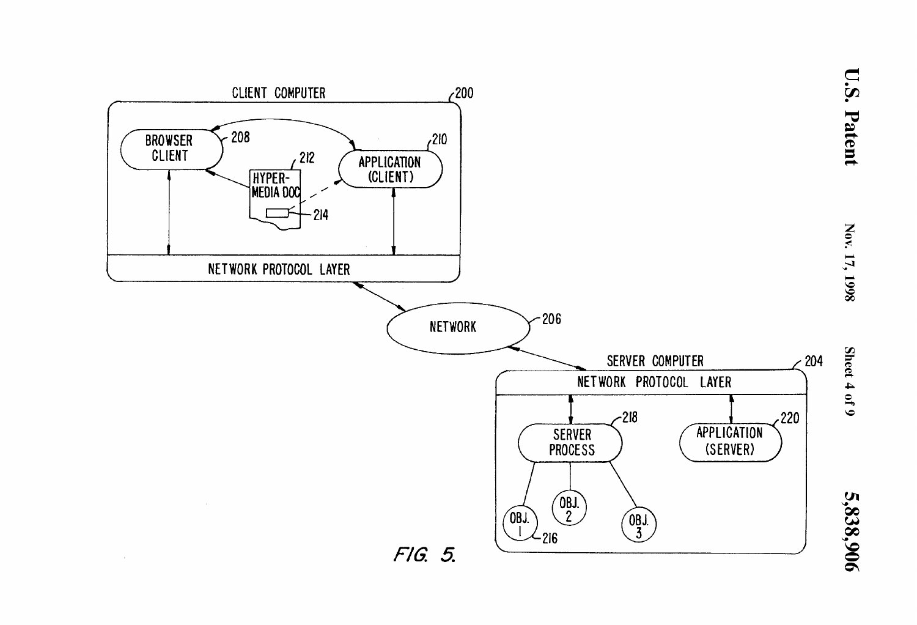CLIENT COMPUTER 200

BROWSER CLIENT 208

APPLICATION (CLIENT) 210

HYPER-MEDIA DOC 212

214

NETWORK PROTOCOL LAYER

NETWORK 206

SERVER COMPUTER 204

NETWORK PROTOCOL LAYER

SERVER PROCESS 218

APPLICATION (SERVER) 220

OBJ. 1 216

OBJ. 2

OBJ. 3

FIG. 5.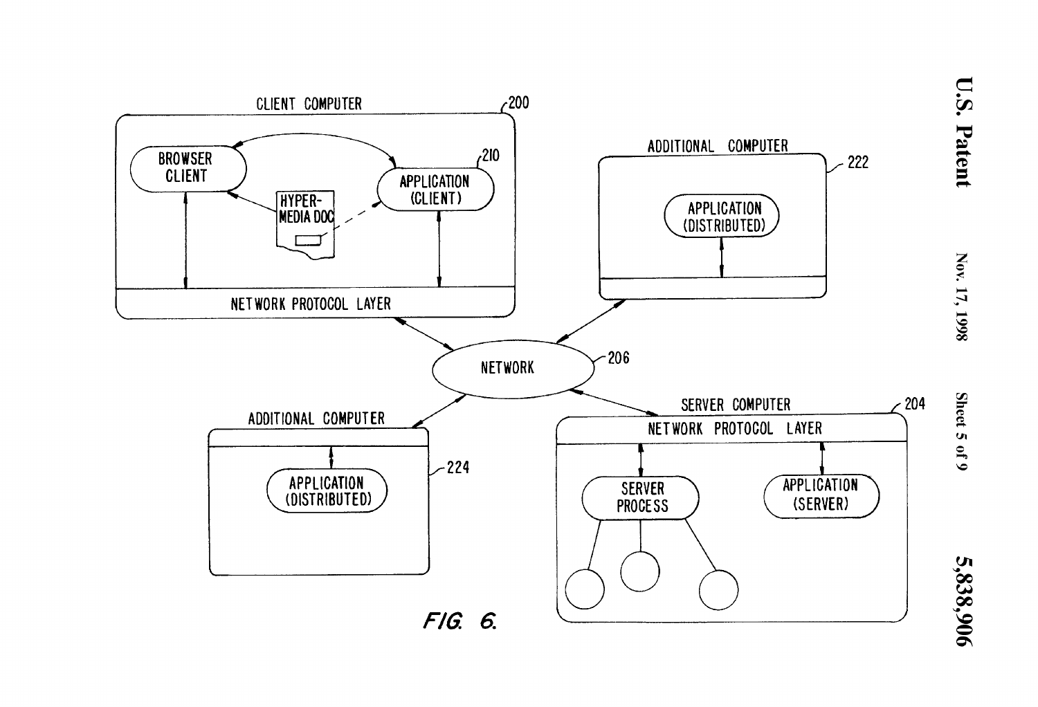CLIENT COMPUTER

200

BROWSER CLIENT

APPLICATION (CLIENT)

210

HYPER-MEDIA DOC

NETWORK PROTOCOL LAYER

ADDITIONAL COMPUTER

222

APPLICATION (DISTRIBUTED)

NETWORK

206

ADDITIONAL COMPUTER

224

APPLICATION (DISTRIBUTED)

SERVER COMPUTER

204

NETWORK PROTOCOL LAYER

SERVER PROCESS

APPLICATION (SERVER)

FIG. 6.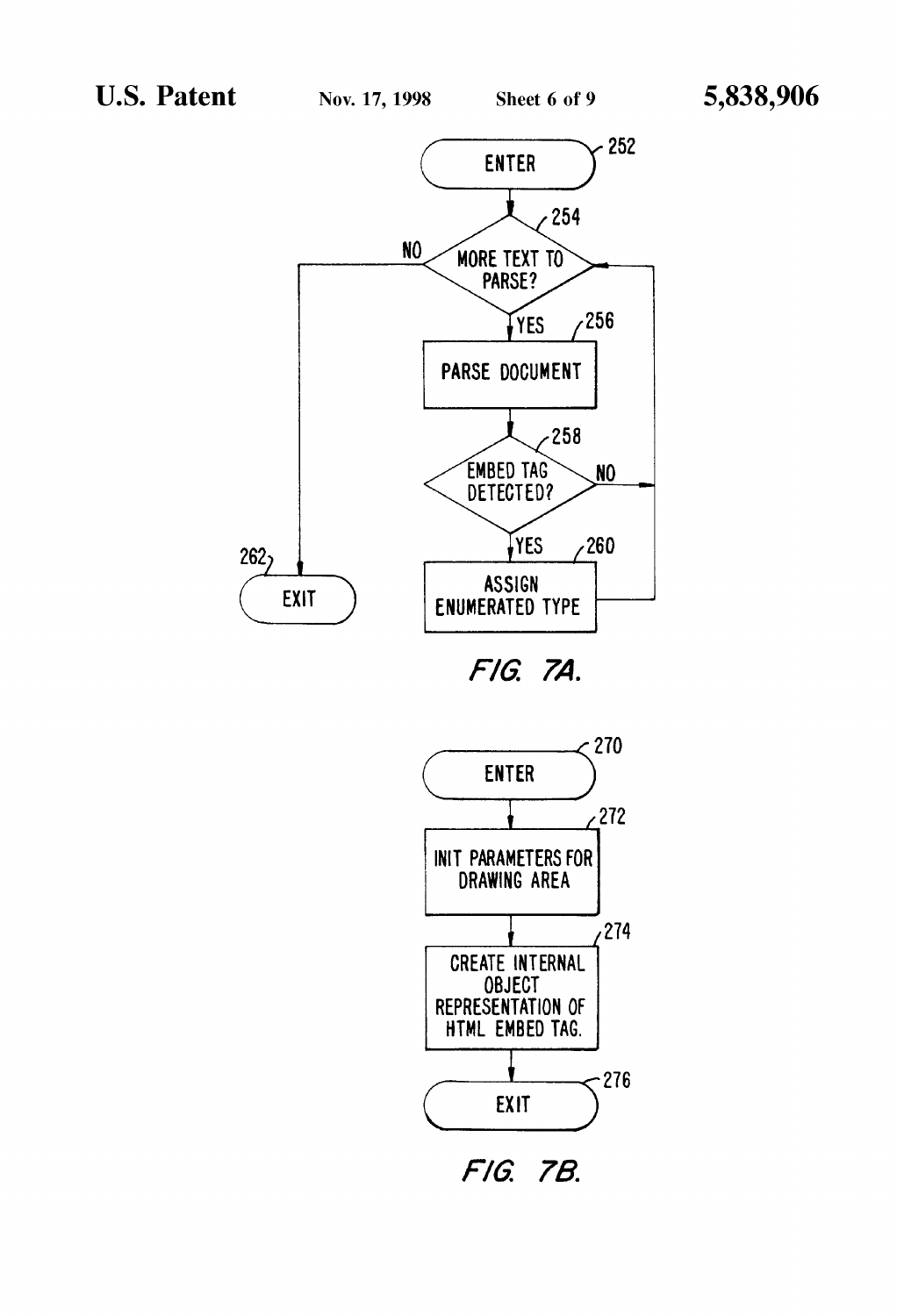ENTER (252)

MORE TEXT TO PARSE? (254)

NO → EXIT (262)

YES

PARSE DOCUMENT (256)

EMBED TAG DETECTED? (258)

NO

YES

ASSIGN ENUMERATED TYPE (260)

*FIG. 7A.*

ENTER (270)

INIT PARAMETERS FOR DRAWING AREA (272)

CREATE INTERNAL OBJECT REPRESENTATION OF HTML EMBED TAG. (274)

EXIT (276)

*FIG. 7B.*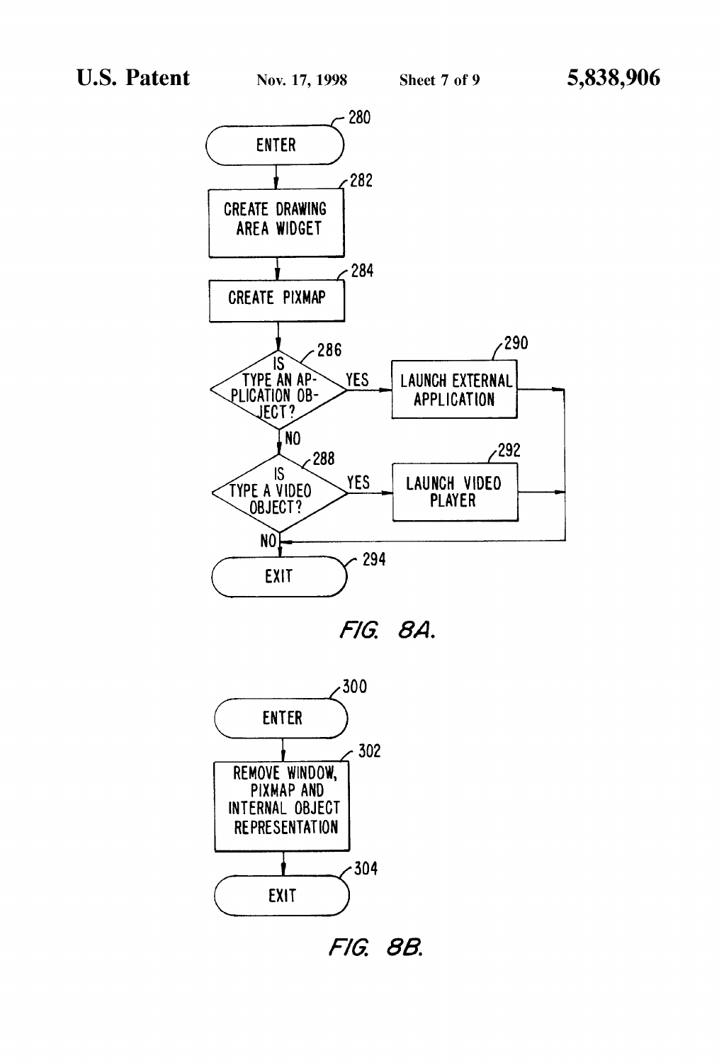```
280: ENTER
  |
282: CREATE DRAWING AREA WIDGET
  |
284: CREATE PIXMAP
  |
286: IS TYPE AN APPLICATION OBJECT? --YES--> 290: LAUNCH EXTERNAL APPLICATION --> 294
  | NO
288: IS TYPE A VIDEO OBJECT? --YES--> 292: LAUNCH VIDEO PLAYER --> 294
  | NO
294: EXIT
```

FIG. 8A.

```
300: ENTER
  |
302: REMOVE WINDOW, PIXMAP AND INTERNAL OBJECT REPRESENTATION
  |
304: EXIT
```

FIG. 8B.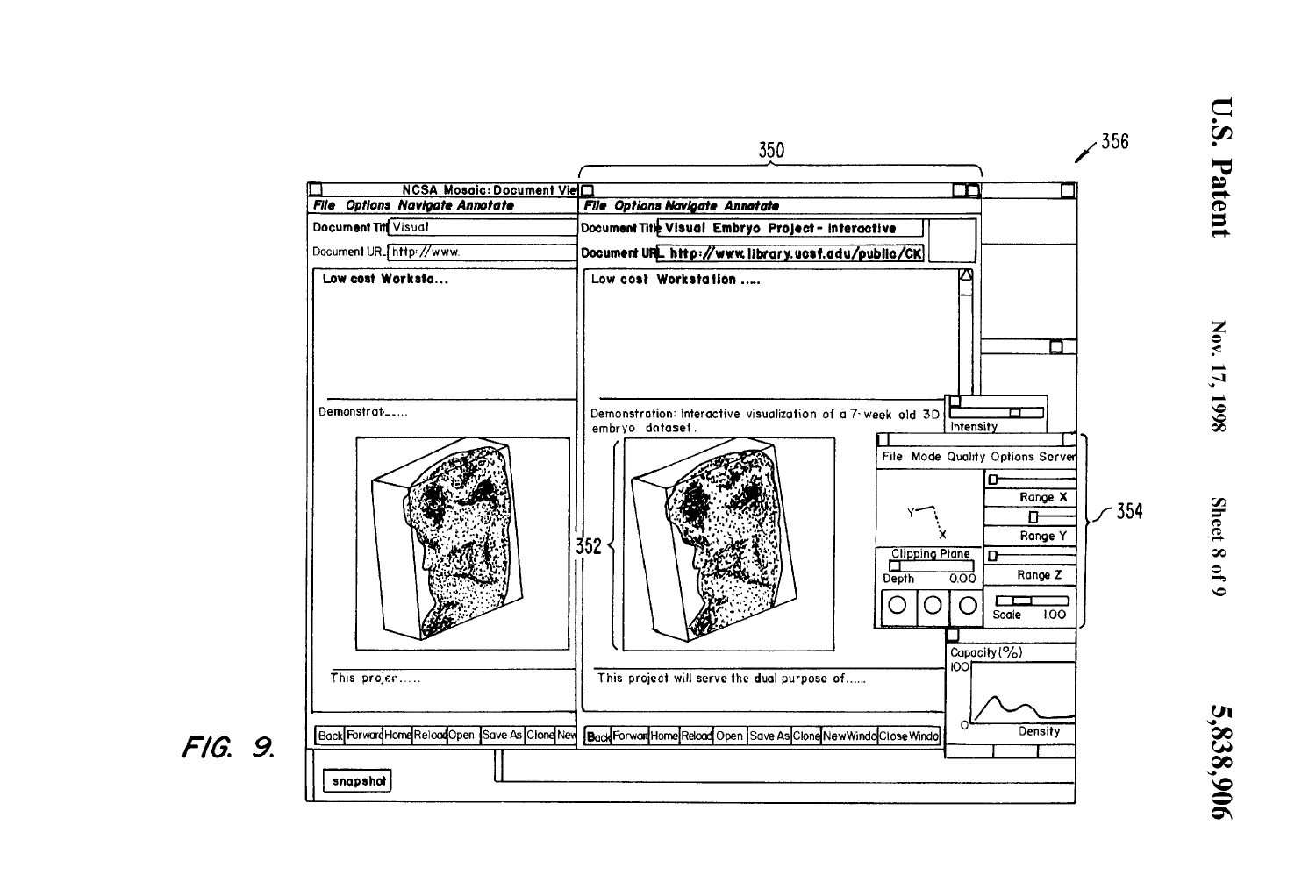FIG. 9.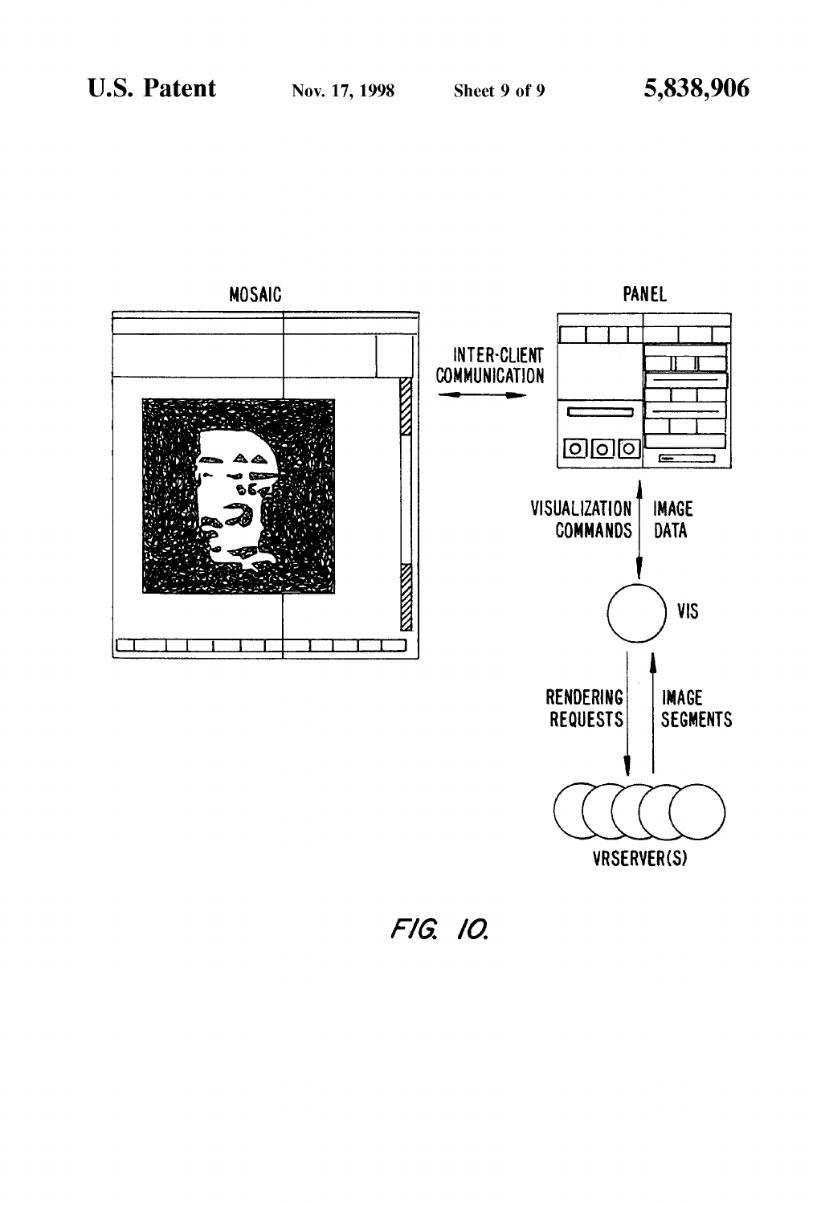MOSAIC

PANEL

INTER-CLIENT COMMUNICATION

VISUALIZATION COMMANDS

IMAGE DATA

VIS

RENDERING REQUESTS

IMAGE SEGMENTS

VRSERVER(S)

FIG. 10.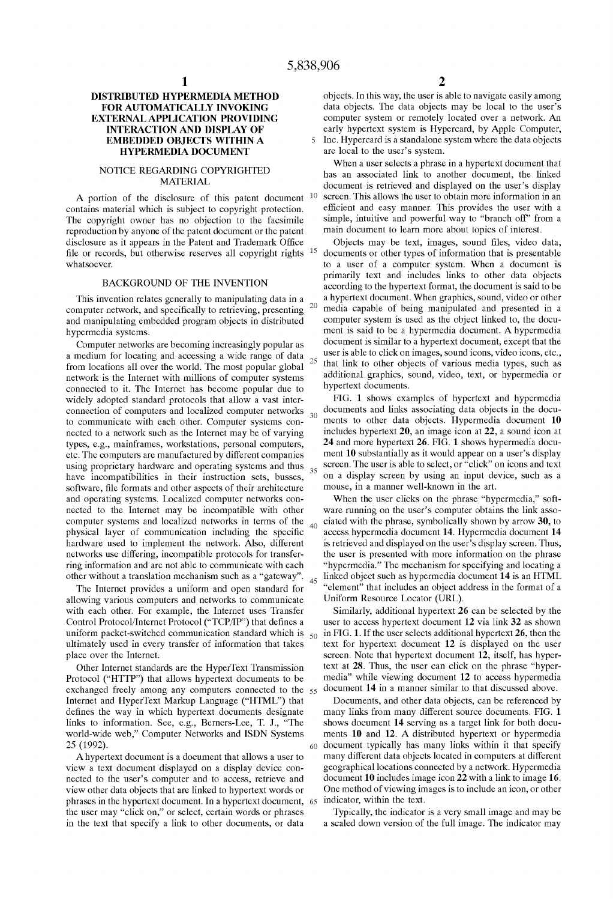# DISTRIBUTED HYPERMEDIA METHOD FOR AUTOMATICALLY INVOKING EXTERNAL APPLICATION PROVIDING INTERACTION AND DISPLAY OF EMBEDDED OBJECTS WITHIN A HYPERMEDIA DOCUMENT

## NOTICE REGARDING COPYRIGHTED MATERIAL

A portion of the disclosure of this patent document contains material which is subject to copyright protection. The copyright owner has no objection to the facsimile reproduction by anyone of the patent document or the patent disclosure as it appears in the Patent and Trademark Office file or records, but otherwise reserves all copyright rights whatsoever.

## BACKGROUND OF THE INVENTION

This invention relates generally to manipulating data in a computer network, and specifically to retrieving, presenting and manipulating embedded program objects in distributed hypermedia systems.

Computer networks are becoming increasingly popular as a medium for locating and accessing a wide range of data from locations all over the world. The most popular global network is the Internet with millions of computer systems connected to it. The Internet has become popular due to widely adopted standard protocols that allow a vast interconnection of computers and localized computer networks to communicate with each other. Computer systems connected to a network such as the Internet may be of varying types, e.g., mainframes, workstations, personal computers, etc. The computers are manufactured by different companies using proprietary hardware and operating systems and thus have incompatibilities in their instruction sets, busses, software, file formats and other aspects of their architecture and operating systems. Localized computer networks connected to the Internet may be incompatible with other computer systems and localized networks in terms of the physical layer of communication including the specific hardware used to implement the network. Also, different networks use differing, incompatible protocols for transferring information and are not able to communicate with each other without a translation mechanism such as a "gateway".

The Internet provides a uniform and open standard for allowing various computers and networks to communicate with each other. For example, the Internet uses Transfer Control Protocol/Internet Protocol ("TCP/IP") that defines a uniform packet-switched communication standard which is ultimately used in every transfer of information that takes place over the Internet.

Other Internet standards are the HyperText Transmission Protocol ("HTTP") that allows hypertext documents to be exchanged freely among any computers connected to the Internet and HyperText Markup Language ("HTML") that defines the way in which hypertext documents designate links to information. See, e.g., Berners-Lee, T. J., "The world-wide web," Computer Networks and ISDN Systems 25 (1992).

A hypertext document is a document that allows a user to view a text document displayed on a display device connected to the user's computer and to access, retrieve and view other data objects that are linked to hypertext words or phrases in the hypertext document. In a hypertext document, the user may "click on," or select, certain words or phrases in the text that specify a link to other documents, or data objects. In this way, the user is able to navigate easily among data objects. The data objects may be local to the user's computer system or remotely located over a network. An early hypertext system is Hypercard, by Apple Computer, Inc. Hypercard is a standalone system where the data objects are local to the user's system.

When a user selects a phrase in a hypertext document that has an associated link to another document, the linked document is retrieved and displayed on the user's display screen. This allows the user to obtain more information in an efficient and easy manner. This provides the user with a simple, intuitive and powerful way to "branch off" from a main document to learn more about topics of interest.

Objects may be text, images, sound files, video data, documents or other types of information that is presentable to a user of a computer system. When a document is primarily text and includes links to other data objects according to the hypertext format, the document is said to be a hypertext document. When graphics, sound, video or other media capable of being manipulated and presented in a computer system is used as the object linked to, the document is said to be a hypermedia document. A hypermedia document is similar to a hypertext document, except that the user is able to click on images, sound icons, video icons, etc., that link to other objects of various media types, such as additional graphics, sound, video, text, or hypermedia or hypertext documents.

FIG. **1** shows examples of hypertext and hypermedia documents and links associating data objects in the documents to other data objects. Hypermedia document **10** includes hypertext **20**, an image icon at **22**, a sound icon at **24** and more hypertext **26**. FIG. **1** shows hypermedia document **10** substantially as it would appear on a user's display screen. The user is able to select, or "click" on icons and text on a display screen by using an input device, such as a mouse, in a manner well-known in the art.

When the user clicks on the phrase "hypermedia," software running on the user's computer obtains the link associated with the phrase, symbolically shown by arrow **30**, to access hypermedia document **14**. Hypermedia document **14** is retrieved and displayed on the user's display screen. Thus, the user is presented with more information on the phrase "hypermedia." The mechanism for specifying and locating a linked object such as hypermedia document **14** is an HTML "element" that includes an object address in the format of a Uniform Resource Locator (URL).

Similarly, additional hypertext **26** can be selected by the user to access hypertext document **12** via link **32** as shown in FIG. **1**. If the user selects additional hypertext **26**, then the text for hypertext document **12** is displayed on the user screen. Note that hypertext document **12**, itself, has hypertext at **28**. Thus, the user can click on the phrase "hypermedia" while viewing document **12** to access hypermedia document **14** in a manner similar to that discussed above.

Documents, and other data objects, can be referenced by many links from many different source documents. FIG. **1** shows document **14** serving as a target link for both documents **10** and **12**. A distributed hypertext or hypermedia document typically has many links within it that specify many different data objects located in computers at different geographical locations connected by a network. Hypermedia document **10** includes image icon **22** with a link to image **16**. One method of viewing images is to include an icon, or other indicator, within the text.

Typically, the indicator is a very small image and may be a scaled down version of the full image. The indicator may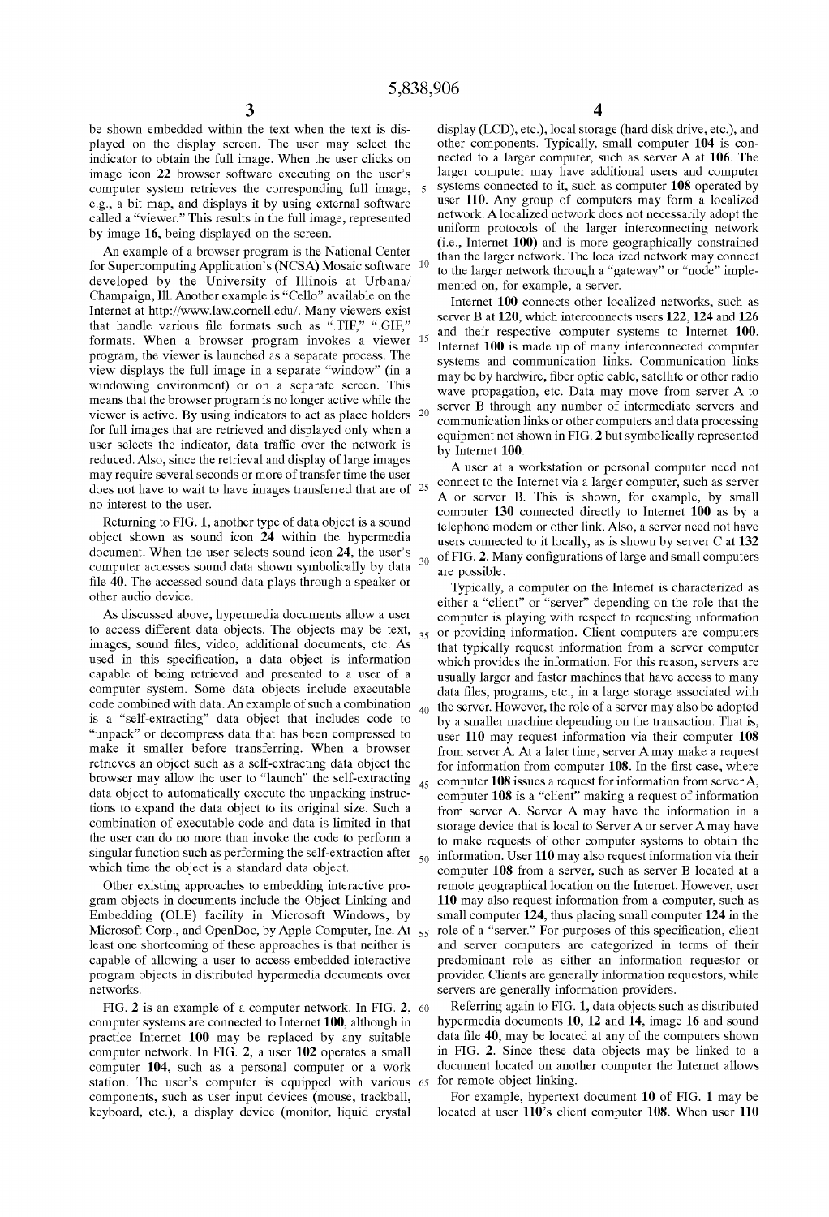be shown embedded within the text when the text is displayed on the display screen. The user may select the indicator to obtain the full image. When the user clicks on image icon **22** browser software executing on the user's computer system retrieves the corresponding full image, e.g., a bit map, and displays it by using external software called a "viewer." This results in the full image, represented by image **16**, being displayed on the screen.

An example of a browser program is the National Center for Supercomputing Application's (NCSA) Mosaic software developed by the University of Illinois at Urbana/Champaign, Ill. Another example is "Cello" available on the Internet at http://www.law.cornell.edu/. Many viewers exist that handle various file formats such as ".TIF," ".GIF," formats. When a browser program invokes a viewer program, the viewer is launched as a separate process. The view displays the full image in a separate "window" (in a windowing environment) or on a separate screen. This means that the browser program is no longer active while the viewer is active. By using indicators to act as place holders for full images that are retrieved and displayed only when a user selects the indicator, data traffic over the network is reduced. Also, since the retrieval and display of large images may require several seconds or more of transfer time the user does not have to wait to have images transferred that are of no interest to the user.

Returning to FIG. **1**, another type of data object is a sound object shown as sound icon **24** within the hypermedia document. When the user selects sound icon **24**, the user's computer accesses sound data shown symbolically by data file **40**. The accessed sound data plays through a speaker or other audio device.

As discussed above, hypermedia documents allow a user to access different data objects. The objects may be text, images, sound files, video, additional documents, etc. As used in this specification, a data object is information capable of being retrieved and presented to a user of a computer system. Some data objects include executable code combined with data. An example of such a combination is a "self-extracting" data object that includes code to "unpack" or decompress data that has been compressed to make it smaller before transferring. When a browser retrieves an object such as a self-extracting data object the browser may allow the user to "launch" the self-extracting data object to automatically execute the unpacking instructions to expand the data object to its original size. Such a combination of executable code and data is limited in that the user can do no more than invoke the code to perform a singular function such as performing the self-extraction after which time the object is a standard data object.

Other existing approaches to embedding interactive program objects in documents include the Object Linking and Embedding (OLE) facility in Microsoft Windows, by Microsoft Corp., and OpenDoc, by Apple Computer, Inc. At least one shortcoming of these approaches is that neither is capable of allowing a user to access embedded interactive program objects in distributed hypermedia documents over networks.

FIG. **2** is an example of a computer network. In FIG. **2**, computer systems are connected to Internet **100**, although in practice Internet **100** may be replaced by any suitable computer network. In FIG. **2**, a user **102** operates a small computer **104**, such as a personal computer or a work station. The user's computer is equipped with various components, such as user input devices (mouse, trackball, keyboard, etc.), a display device (monitor, liquid crystal display (LCD), etc.), local storage (hard disk drive, etc.), and other components. Typically, small computer **104** is connected to a larger computer, such as server A at **106**. The larger computer may have additional users and computer systems connected to it, such as computer **108** operated by user **110**. Any group of computers may form a localized network. A localized network does not necessarily adopt the uniform protocols of the larger interconnecting network (i.e., Internet **100**) and is more geographically constrained than the larger network. The localized network may connect to the larger network through a "gateway" or "node" implemented on, for example, a server.

Internet **100** connects other localized networks, such as server B at **120**, which interconnects users **122**, **124** and **126** and their respective computer systems to Internet **100**. Internet **100** is made up of many interconnected computer systems and communication links. Communication links may be by hardwire, fiber optic cable, satellite or other radio wave propagation, etc. Data may move from server A to server B through any number of intermediate servers and communication links or other computers and data processing equipment not shown in FIG. **2** but symbolically represented by Internet **100**.

A user at a workstation or personal computer need not connect to the Internet via a larger computer, such as server A or server B. This is shown, for example, by small computer **130** connected directly to Internet **100** as by a telephone modem or other link. Also, a server need not have users connected to it locally, as is shown by server C at **132** of FIG. **2**. Many configurations of large and small computers are possible.

Typically, a computer on the Internet is characterized as either a "client" or "server" depending on the role that the computer is playing with respect to requesting information or providing information. Client computers are computers that typically request information from a server computer which provides the information. For this reason, servers are usually larger and faster machines that have access to many data files, programs, etc., in a large storage associated with the server. However, the role of a server may also be adopted by a smaller machine depending on the transaction. That is, user **110** may request information via their computer **108** from server A. At a later time, server A may make a request for information from computer **108**. In the first case, where computer **108** issues a request for information from server A, computer **108** is a "client" making a request of information from server A. Server A may have the information in a storage device that is local to Server A or server A may have to make requests of other computer systems to obtain the information. User **110** may also request information via their computer **108** from a server, such as server B located at a remote geographical location on the Internet. However, user **110** may also request information from a computer, such as small computer **124**, thus placing small computer **124** in the role of a "server." For purposes of this specification, client and server computers are categorized in terms of their predominant role as either an information requestor or provider. Clients are generally information requestors, while servers are generally information providers.

Referring again to FIG. **1**, data objects such as distributed hypermedia documents **10**, **12** and **14**, image **16** and sound data file **40**, may be located at any of the computers shown in FIG. **2**. Since these data objects may be linked to a document located on another computer the Internet allows for remote object linking.

For example, hypertext document **10** of FIG. **1** may be located at user **110**'s client computer **108**. When user **110**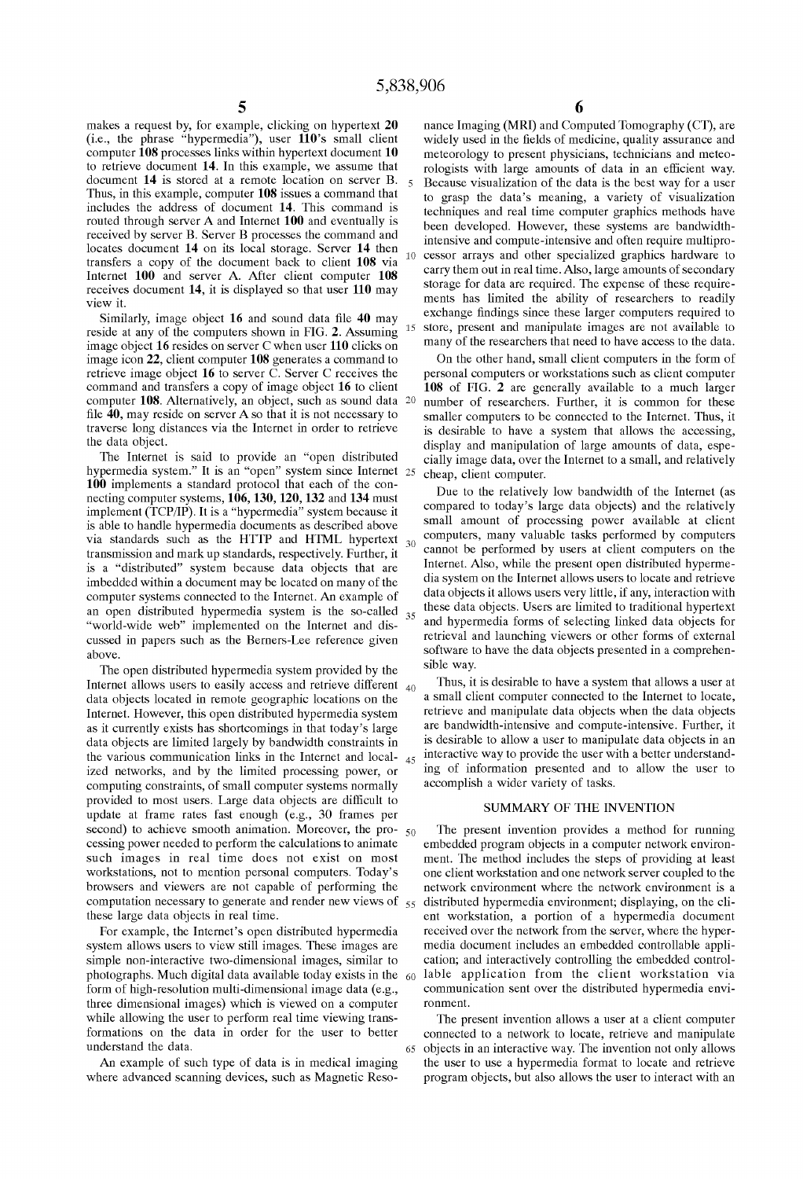makes a request by, for example, clicking on hypertext **20** (i.e., the phrase "hypermedia"), user **110**'s small client computer **108** processes links within hypertext document **10** to retrieve document **14**. In this example, we assume that document **14** is stored at a remote location on server B. Thus, in this example, computer **108** issues a command that includes the address of document **14**. This command is routed through server A and Internet **100** and eventually is received by server B. Server B processes the command and locates document **14** on its local storage. Server **14** then transfers a copy of the document back to client **108** via Internet **100** and server A. After client computer **108** receives document **14**, it is displayed so that user **110** may view it.

Similarly, image object **16** and sound data file **40** may reside at any of the computers shown in FIG. **2**. Assuming image object **16** resides on server C when user **110** clicks on image icon **22**, client computer **108** generates a command to retrieve image object **16** to server C. Server C receives the command and transfers a copy of image object **16** to client computer **108**. Alternatively, an object, such as sound data file **40**, may reside on server A so that it is not necessary to traverse long distances via the Internet in order to retrieve the data object.

The Internet is said to provide an "open distributed hypermedia system." It is an "open" system since Internet **100** implements a standard protocol that each of the connecting computer systems, **106**, **130**, **120**, **132** and **134** must implement (TCP/IP). It is a "hypermedia" system because it is able to handle hypermedia documents as described above via standards such as the HTTP and HTML hypertext transmission and mark up standards, respectively. Further, it is a "distributed" system because data objects that are imbedded within a document may be located on many of the computer systems connected to the Internet. An example of an open distributed hypermedia system is the so-called "world-wide web" implemented on the Internet and discussed in papers such as the Berners-Lee reference given above.

The open distributed hypermedia system provided by the Internet allows users to easily access and retrieve different data objects located in remote geographic locations on the Internet. However, this open distributed hypermedia system as it currently exists has shortcomings in that today's large data objects are limited largely by bandwidth constraints in the various communication links in the Internet and localized networks, and by the limited processing power, or computing constraints, of small computer systems normally provided to most users. Large data objects are difficult to update at frame rates fast enough (e.g., 30 frames per second) to achieve smooth animation. Moreover, the processing power needed to perform the calculations to animate such images in real time does not exist on most workstations, not to mention personal computers. Today's browsers and viewers are not capable of performing the computation necessary to generate and render new views of these large data objects in real time.

For example, the Internet's open distributed hypermedia system allows users to view still images. These images are simple non-interactive two-dimensional images, similar to photographs. Much digital data available today exists in the form of high-resolution multi-dimensional image data (e.g., three dimensional images) which is viewed on a computer while allowing the user to perform real time viewing transformations on the data in order for the user to better understand the data.

An example of such type of data is in medical imaging where advanced scanning devices, such as Magnetic Resonance Imaging (MRI) and Computed Tomography (CT), are widely used in the fields of medicine, quality assurance and meteorology to present physicians, technicians and meteorologists with large amounts of data in an efficient way. Because visualization of the data is the best way for a user to grasp the data's meaning, a variety of visualization techniques and real time computer graphics methods have been developed. However, these systems are bandwidth-intensive and compute-intensive and often require multiprocessor arrays and other specialized graphics hardware to carry them out in real time. Also, large amounts of secondary storage for data are required. The expense of these requirements has limited the ability of researchers to readily exchange findings since these larger computers required to store, present and manipulate images are not available to many of the researchers that need to have access to the data.

On the other hand, small client computers in the form of personal computers or workstations such as client computer **108** of FIG. **2** are generally available to a much larger number of researchers. Further, it is common for these smaller computers to be connected to the Internet. Thus, it is desirable to have a system that allows the accessing, display and manipulation of large amounts of data, especially image data, over the Internet to a small, and relatively cheap, client computer.

Due to the relatively low bandwidth of the Internet (as compared to today's large data objects) and the relatively small amount of processing power available at client computers, many valuable tasks performed by computers cannot be performed by users at client computers on the Internet. Also, while the present open distributed hypermedia system on the Internet allows users to locate and retrieve data objects it allows users very little, if any, interaction with these data objects. Users are limited to traditional hypertext and hypermedia forms of selecting linked data objects for retrieval and launching viewers or other forms of external software to have the data objects presented in a comprehensible way.

Thus, it is desirable to have a system that allows a user at a small client computer connected to the Internet to locate, retrieve and manipulate data objects when the data objects are bandwidth-intensive and compute-intensive. Further, it is desirable to allow a user to manipulate data objects in an interactive way to provide the user with a better understanding of information presented and to allow the user to accomplish a wider variety of tasks.

## SUMMARY OF THE INVENTION

The present invention provides a method for running embedded program objects in a computer network environment. The method includes the steps of providing at least one client workstation and one network server coupled to the network environment where the network environment is a distributed hypermedia environment; displaying, on the client workstation, a portion of a hypermedia document received over the network from the server, where the hypermedia document includes an embedded controllable application; and interactively controlling the embedded controllable application from the client workstation via communication sent over the distributed hypermedia environment.

The present invention allows a user at a client computer connected to a network to locate, retrieve and manipulate objects in an interactive way. The invention not only allows the user to use a hypermedia format to locate and retrieve program objects, but also allows the user to interact with an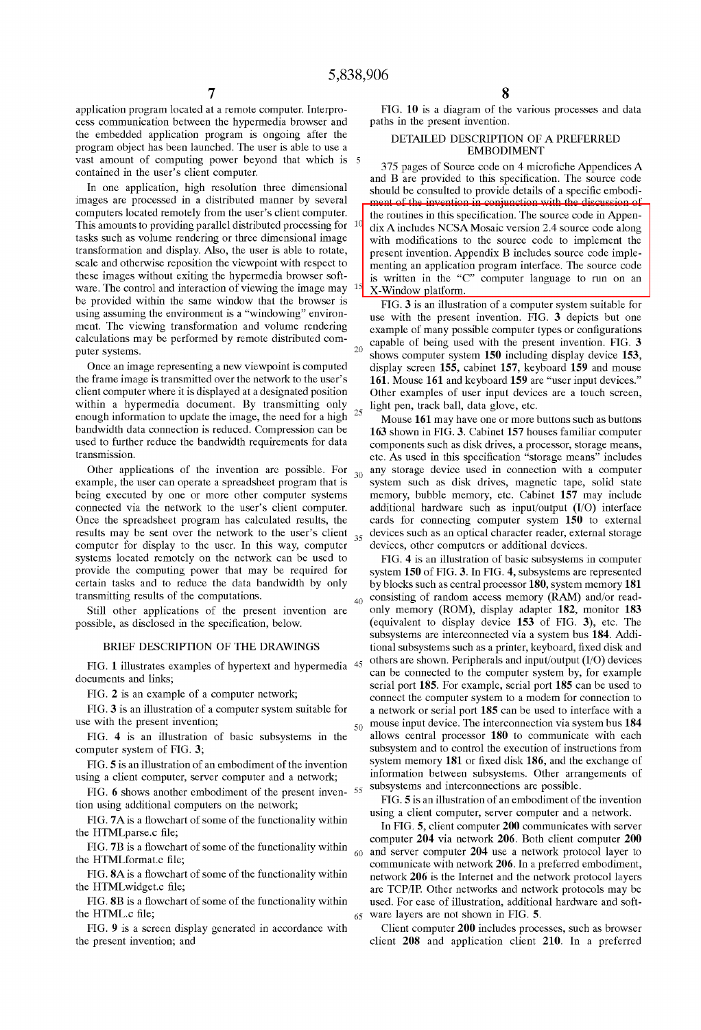application program located at a remote computer. Interprocess communication between the hypermedia browser and the embedded application program is ongoing after the program object has been launched. The user is able to use a vast amount of computing power beyond that which is contained in the user's client computer.

In one application, high resolution three dimensional images are processed in a distributed manner by several computers located remotely from the user's client computer. This amounts to providing parallel distributed processing for tasks such as volume rendering or three dimensional image transformation and display. Also, the user is able to rotate, scale and otherwise reposition the viewpoint with respect to these images without exiting the hypermedia browser software. The control and interaction of viewing the image may be provided within the same window that the browser is using assuming the environment is a "windowing" environment. The viewing transformation and volume rendering calculations may be performed by remote distributed computer systems.

Once an image representing a new viewpoint is computed the frame image is transmitted over the network to the user's client computer where it is displayed at a designated position within a hypermedia document. By transmitting only enough information to update the image, the need for a high bandwidth data connection is reduced. Compression can be used to further reduce the bandwidth requirements for data transmission.

Other applications of the invention are possible. For example, the user can operate a spreadsheet program that is being executed by one or more other computer systems connected via the network to the user's client computer. Once the spreadsheet program has calculated results, the results may be sent over the network to the user's client computer for display to the user. In this way, computer systems located remotely on the network can be used to provide the computing power that may be required for certain tasks and to reduce the data bandwidth by only transmitting results of the computations.

Still other applications of the present invention are possible, as disclosed in the specification, below.

## BRIEF DESCRIPTION OF THE DRAWINGS

FIG. **1** illustrates examples of hypertext and hypermedia documents and links;

FIG. **2** is an example of a computer network;

FIG. **3** is an illustration of a computer system suitable for use with the present invention;

FIG. **4** is an illustration of basic subsystems in the computer system of FIG. **3**;

FIG. **5** is an illustration of an embodiment of the invention using a client computer, server computer and a network;

FIG. **6** shows another embodiment of the present invention using additional computers on the network;

FIG. **7A** is a flowchart of some of the functionality within the HTMLparse.c file;

FIG. **7B** is a flowchart of some of the functionality within the HTMLformat.c file;

FIG. **8A** is a flowchart of some of the functionality within the HTMLwidget.c file;

FIG. **8B** is a flowchart of some of the functionality within the HTML.c file;

FIG. **9** is a screen display generated in accordance with the present invention; and

FIG. **10** is a diagram of the various processes and data paths in the present invention.

## DETAILED DESCRIPTION OF A PREFERRED EMBODIMENT

375 pages of Source code on 4 microfiche Appendices A and B are provided to this specification. The source code should be consulted to provide details of a specific embodiment of the invention in conjunction with the discussion of the routines in this specification. The source code in Appendix A includes NCSA Mosaic version 2.4 source code along with modifications to the source code to implement the present invention. Appendix B includes source code implementing an application program interface. The source code is written in the "C" computer language to run on an X-Window platform.

FIG. **3** is an illustration of a computer system suitable for use with the present invention. FIG. **3** depicts but one example of many possible computer types or configurations capable of being used with the present invention. FIG. **3** shows computer system **150** including display device **153**, display screen **155**, cabinet **157**, keyboard **159** and mouse **161**. Mouse **161** and keyboard **159** are "user input devices." Other examples of user input devices are a touch screen, light pen, track ball, data glove, etc.

Mouse **161** may have one or more buttons such as buttons **163** shown in FIG. **3**. Cabinet **157** houses familiar computer components such as disk drives, a processor, storage means, etc. As used in this specification "storage means" includes any storage device used in connection with a computer system such as disk drives, magnetic tape, solid state memory, bubble memory, etc. Cabinet **157** may include additional hardware such as input/output (I/O) interface cards for connecting computer system **150** to external devices such as an optical character reader, external storage devices, other computers or additional devices.

FIG. **4** is an illustration of basic subsystems in computer system **150** of FIG. **3**. In FIG. **4**, subsystems are represented by blocks such as central processor **180**, system memory **181** consisting of random access memory (RAM) and/or read-only memory (ROM), display adapter **182**, monitor **183** (equivalent to display device **153** of FIG. **3**), etc. The subsystems are interconnected via a system bus **184**. Additional subsystems such as a printer, keyboard, fixed disk and others are shown. Peripherals and input/output (I/O) devices can be connected to the computer system by, for example serial port **185**. For example, serial port **185** can be used to connect the computer system to a modem for connection to a network or serial port **185** can be used to interface with a mouse input device. The interconnection via system bus **184** allows central processor **180** to communicate with each subsystem and to control the execution of instructions from system memory **181** or fixed disk **186**, and the exchange of information between subsystems. Other arrangements of subsystems and interconnections are possible.

FIG. **5** is an illustration of an embodiment of the invention using a client computer, server computer and a network.

In FIG. **5**, client computer **200** communicates with server computer **204** via network **206**. Both client computer **200** and server computer **204** use a network protocol layer to communicate with network **206**. In a preferred embodiment, network **206** is the Internet and the network protocol layers are TCP/IP. Other networks and network protocols may be used. For ease of illustration, additional hardware and software layers are not shown in FIG. **5**.

Client computer **200** includes processes, such as browser client **208** and application client **210**. In a preferred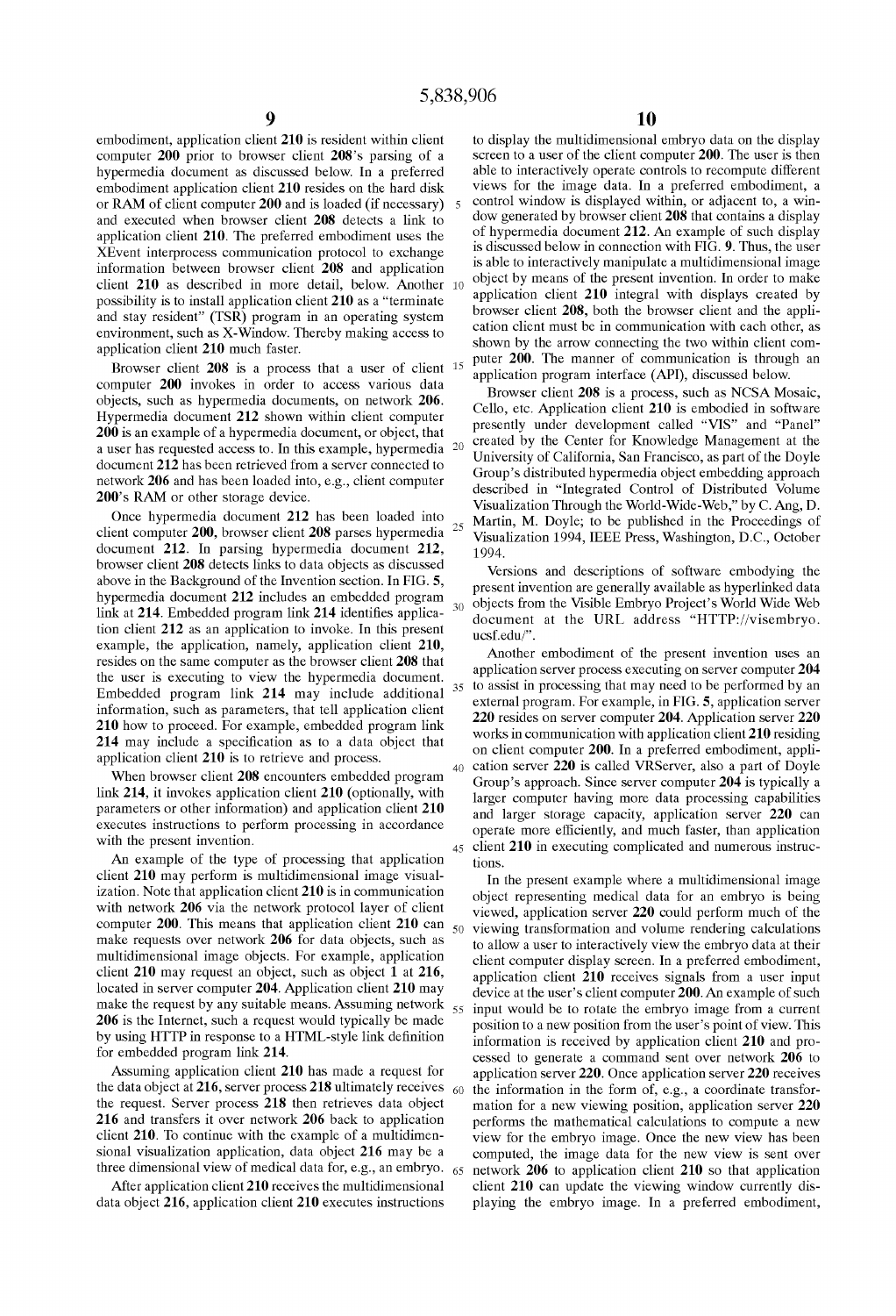embodiment, application client **210** is resident within client computer **200** prior to browser client **208**'s parsing of a hypermedia document as discussed below. In a preferred embodiment application client **210** resides on the hard disk or RAM of client computer **200** and is loaded (if necessary) and executed when browser client **208** detects a link to application client **210**. The preferred embodiment uses the XEvent interprocess communication protocol to exchange information between browser client **208** and application client **210** as described in more detail, below. Another possibility is to install application client **210** as a "terminate and stay resident" (TSR) program in an operating system environment, such as X-Window. Thereby making access to application client **210** much faster.

Browser client **208** is a process that a user of client computer **200** invokes in order to access various data objects, such as hypermedia documents, on network **206**. Hypermedia document **212** shown within client computer **200** is an example of a hypermedia document, or object, that a user has requested access to. In this example, hypermedia document **212** has been retrieved from a server connected to network **206** and has been loaded into, e.g., client computer **200**'s RAM or other storage device.

Once hypermedia document **212** has been loaded into client computer **200**, browser client **208** parses hypermedia document **212**. In parsing hypermedia document **212**, browser client **208** detects links to data objects as discussed above in the Background of the Invention section. In FIG. **5**, hypermedia document **212** includes an embedded program link at **214**. Embedded program link **214** identifies application client **212** as an application to invoke. In this present example, the application, namely, application client **210**, resides on the same computer as the browser client **208** that the user is executing to view the hypermedia document. Embedded program link **214** may include additional information, such as parameters, that tell application client **210** how to proceed. For example, embedded program link **214** may include a specification as to a data object that application client **210** is to retrieve and process.

When browser client **208** encounters embedded program link **214**, it invokes application client **210** (optionally, with parameters or other information) and application client **210** executes instructions to perform processing in accordance with the present invention.

An example of the type of processing that application client **210** may perform is multidimensional image visualization. Note that application client **210** is in communication with network **206** via the network protocol layer of client computer **200**. This means that application client **210** can make requests over network **206** for data objects, such as multidimensional image objects. For example, application client **210** may request an object, such as object **1** at **216**, located in server computer **204**. Application client **210** may make the request by any suitable means. Assuming network **206** is the Internet, such a request would typically be made by using HTTP in response to a HTML-style link definition for embedded program link **214**.

Assuming application client **210** has made a request for the data object at **216**, server process **218** ultimately receives the request. Server process **218** then retrieves data object **216** and transfers it over network **206** back to application client **210**. To continue with the example of a multidimensional visualization application, data object **216** may be a three dimensional view of medical data for, e.g., an embryo.

After application client **210** receives the multidimensional data object **216**, application client **210** executes instructions to display the multidimensional embryo data on the display screen to a user of the client computer **200**. The user is then able to interactively operate controls to recompute different views for the image data. In a preferred embodiment, a control window is displayed within, or adjacent to, a window generated by browser client **208** that contains a display of hypermedia document **212**. An example of such display is discussed below in connection with FIG. **9**. Thus, the user is able to interactively manipulate a multidimensional image object by means of the present invention. In order to make application client **210** integral with displays created by browser client **208**, both the browser client and the application client must be in communication with each other, as shown by the arrow connecting the two within client computer **200**. The manner of communication is through an application program interface (API), discussed below.

Browser client **208** is a process, such as NCSA Mosaic, Cello, etc. Application client **210** is embodied in software presently under development called "VIS" and "Panel" created by the Center for Knowledge Management at the University of California, San Francisco, as part of the Doyle Group's distributed hypermedia object embedding approach described in "Integrated Control of Distributed Volume Visualization Through the World-Wide-Web," by C. Ang, D. Martin, M. Doyle; to be published in the Proceedings of Visualization 1994, IEEE Press, Washington, D.C., October 1994.

Versions and descriptions of software embodying the present invention are generally available as hyperlinked data objects from the Visible Embryo Project's World Wide Web document at the URL address "HTTP://visembryo.ucsf.edu/".

Another embodiment of the present invention uses an application server process executing on server computer **204** to assist in processing that may need to be performed by an external program. For example, in FIG. **5**, application server **220** resides on server computer **204**. Application server **220** works in communication with application client **210** residing on client computer **200**. In a preferred embodiment, application server **220** is called VRServer, also a part of Doyle Group's approach. Since server computer **204** is typically a larger computer having more data processing capabilities and larger storage capacity, application server **220** can operate more efficiently, and much faster, than application client **210** in executing complicated and numerous instructions.

In the present example where a multidimensional image object representing medical data for an embryo is being viewed, application server **220** could perform much of the viewing transformation and volume rendering calculations to allow a user to interactively view the embryo data at their client computer display screen. In a preferred embodiment, application client **210** receives signals from a user input device at the user's client computer **200**. An example of such input would be to rotate the embryo image from a current position to a new position from the user's point of view. This information is received by application client **210** and processed to generate a command sent over network **206** to application server **220**. Once application server **220** receives the information in the form of, e.g., a coordinate transformation for a new viewing position, application server **220** performs the mathematical calculations to compute a new view for the embryo image. Once the new view has been computed, the image data for the new view is sent over network **206** to application client **210** so that application client **210** can update the viewing window currently displaying the embryo image. In a preferred embodiment,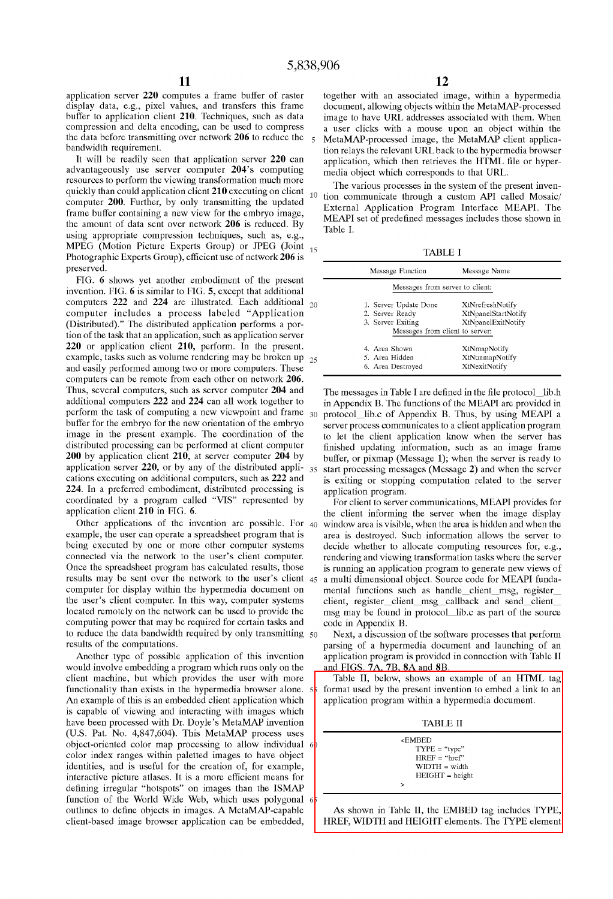application server 220 computes a frame buffer of raster display data, e.g., pixel values, and transfers this frame buffer to application client 210. Techniques, such as data compression and delta encoding, can be used to compress the data before transmitting over network 206 to reduce the bandwidth requirement.

It will be readily seen that application server 220 can advantageously use server computer 204's computing resources to perform the viewing transformation much more quickly than could application client 210 executing on client computer 200. Further, by only transmitting the updated frame buffer containing a new view for the embryo image, the amount of data sent over network 206 is reduced. By using appropriate compression techniques, such as, e.g., MPEG (Motion Picture Experts Group) or JPEG (Joint Photographic Experts Group), efficient use of network 206 is preserved.

FIG. 6 shows yet another embodiment of the present invention. FIG. 6 is similar to FIG. 5, except that additional computers 222 and 224 are illustrated. Each additional computer includes a process labeled "Application (Distributed)." The distributed application performs a portion of the task that an application, such as application server 220 or application client 210, perform. In the present example, tasks such as volume rendering may be broken up and easily performed among two or more computers. These computers can be remote from each other on network 206. Thus, several computers, such as server computer 204 and additional computers 222 and 224 can all work together to perform the task of computing a new viewpoint and frame buffer for the embryo for the new orientation of the embryo image in the present example. The coordination of the distributed processing can be performed at client computer 200 by application client 210, at server computer 204 by application server 220, or by any of the distributed applications executing on additional computers, such as 222 and 224. In a preferred embodiment, distributed processing is coordinated by a program called "VIS" represented by application client 210 in FIG. 6.

Other applications of the invention are possible. For example, the user can operate a spreadsheet program that is being executed by one or more other computer systems connected via the network to the user's client computer. Once the spreadsheet program has calculated results, those results may be sent over the network to the user's client computer for display within the hypermedia document on the user's client computer. In this way, computer systems located remotely on the network can be used to provide the computing power that may be required for certain tasks and to reduce the data bandwidth required by only transmitting results of the computations.

Another type of possible application of this invention would involve embedding a program which runs only on the client machine, but which provides the user with more functionality than exists in the hypermedia browser alone. An example of this is an embedded client application which is capable of viewing and interacting with images which have been processed with Dr. Doyle's MetaMAP invention (U.S. Pat. No. 4,847,604). This MetaMAP process uses object-oriented color map processing to allow individual color index ranges within paletted images to have object identities, and is useful for the creation of, for example, interactive picture atlases. It is a more efficient means for defining irregular "hotspots" on images than the ISMAP function of the World Wide Web, which uses polygonal outlines to define objects in images. A MetaMAP-capable client-based image browser application can be embedded, together with an associated image, within a hypermedia document, allowing objects within the MetaMAP-processed image to have URL addresses associated with them. When a user clicks with a mouse upon an object within the MetaMAP-processed image, the MetaMAP client application relays the relevant URL back to the hypermedia browser application, which then retrieves the HTML file or hypermedia object which corresponds to that URL.

The various processes in the system of the present invention communicate through a custom API called Mosaic/External Application Program Interface MEAPI. The MEAPI set of predefined messages includes those shown in Table I.

TABLE I

| Message Function | Message Name |
|---|---|
| *Messages from server to client:* | |
| 1. Server Update Done | XtNrefreshNotify |
| 2. Server Ready | XtNpanelStartNotify |
| 3. Server Exiting | XtNpanelExitNotify |
| *Messages from client to server:* | |
| 4. Area Shown | XtNmapNotify |
| 5. Area Hidden | XtNunmapNotify |
| 6. Area Destroyed | XtNexitNotify |

The messages in Table I are defined in the file protocol_lib.h in Appendix B. The functions of the MEAPI are provided in protocol_lib.c of Appendix B. Thus, by using MEAPI a server process communicates to a client application program to let the client application know when the server has finished updating information, such as an image frame buffer, or pixmap (Message 1); when the server is ready to start processing messages (Message 2) and when the server is exiting or stopping computation related to the server application program.

For client to server communications, MEAPI provides for the client informing the server when the image display window area is visible, when the area is hidden and when the area is destroyed. Such information allows the server to decide whether to allocate computing resources for, e.g., rendering and viewing transformation tasks where the server is running an application program to generate new views of a multi dimensional object. Source code for MEAPI fundamental functions such as handle_client_msg, register_client, register_client_msg_callback and send_client_msg may be found in protocol_lib.c as part of the source code in Appendix B.

Next, a discussion of the software processes that perform parsing of a hypermedia document and launching of an application program is provided in connection with Table II and FIGS. 7A, 7B, 8A and 8B.

Table II, below, shows an example of an HTML tag format used by the present invention to embed a link to an application program within a hypermedia document.

TABLE II

```
<EMBED
    TYPE = "type"
    HREF = "href"
    WIDTH = width
    HEIGHT = height
>
```

As shown in Table II, the EMBED tag includes TYPE, HREF, WIDTH and HEIGHT elements. The TYPE element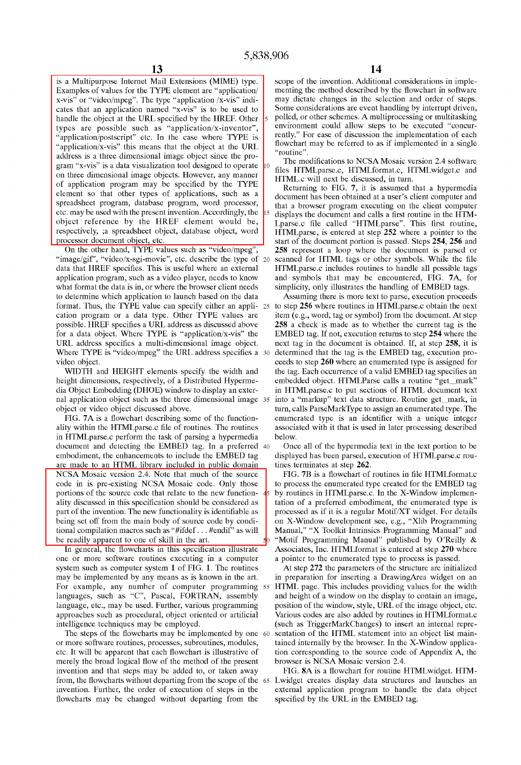is a Multipurpose Internet Mail Extensions (MIME) type. Examples of values for the TYPE element are "application/x-vis" or "video/mpeg". The type "application /x-vis" indicates that an application named "x-vis" is to be used to handle the object at the URL specified by the HREF. Other types are possible such as "application/x-inventor", "application/postscript" etc. In the case where TYPE is "application/x-vis" this means that the object at the URL address is a three dimensional image object since the program "x-vis" is a data visualization tool designed to operate on three dimensional image objects. However, any manner of application program may be specified by the TYPE element so that other types of applications, such as a spreadsheet program, database program, word processor, etc. may be used with the present invention. Accordingly, the object reference by the HREF element would be, respectively, ;a spreadsheet object, database object, word processor document object, etc.

On the other hand, TYPE values such as "video/mpeg", "image/gif", "video/x-sgi-movie", etc. describe the type of data that HREF specifies. This is useful where an external application program, such as a video player, needs to know what format the data is in, or where the browser client needs to determine which application to launch based on the data format. Thus, the TYPE value can specify either an application program or a data type. Other TYPE values are possible. HREF specifies a URL address as discussed above for a data object. Where TYPE is "application/x-vis" the URL address specifies a multi-dimensional image object. Where TYPE is "video/mpeg" the URL address specifies a video object.

WIDTH and HEIGHT elements specify the width and height dimensions, respectively, of a Distributed Hypermedia Object Embedding (DHOE) window to display an external application object such as the three dimensional image object or video object discussed above.

FIG. 7A is a flowchart describing some of the functionality within the HTMLparse.c file of routines. The routines in HTMLparse.c perform the task of parsing a hypermedia document and detecting the EMBED tag. In a preferred embodiment, the enhancements to include the EMBED tag are made to an HTML library included in public domain NCSA Mosaic version 2.4. Note that much of the source code is pre-existing NCSA Mosaic code. Only those portions of the source code that relate to the new functionality discussed in this specification should be considered as part of the invention. The new functionality is identifiable as being set off from the main body of source code by conditional compilation macros such as "#ifdef . . . #endif" as will be readily apparent to one of skill in the art.

In general, the flowcharts in this specification illustrate one or more software routines executing in a computer system such as computer system 1 of FIG. 1. The routines may be implemented by any means as is known in the art. For example, any number of computer programming languages, such as "C", Pascal, FORTRAN, assembly language, etc., may be used. Further, various programming approaches such as procedural, object oriented or artificial intelligence techniques may be employed.

The steps of the flowcharts may be implemented by one or more software routines, processes, subroutines, modules, etc. It will be apparent that each flowchart is illustrative of merely the broad logical flow of the method of the present invention and that steps may be added to, or taken away from, the flowcharts without departing from the scope of the invention. Further, the order of execution of steps in the flowcharts may be changed without departing from the scope of the invention. Additional considerations in implementing the method described by the flowchart in software may dictate changes in the selection and order of steps. Some considerations are event handling by interrupt driven, polled, or other schemes. A multiprocessing or multitasking environment could allow steps to be executed "concurrently." For ease of discussion the implementation of each flowchart may be referred to as if implemented in a single "routine".

The modifications to NCSA Mosaic version 2.4 software files HTMLparse.c, HTMLformat.c, HTMLwidget.c and HTML.c will next be discussed, in turn.

Returning to FIG. 7, it is assumed that a hypermedia document has been obtained at a user's client computer and that a browser program executing on the client computer displays the document and calls a first routine in the HTMLparse.c file called "HTMLparse". This first routine, HTMLparse, is entered at step **252** where a pointer to the start of the document portion is passed. Steps **254**, **256** and **258** represent a loop where the document is parsed or scanned for HTML tags or other symbols. While the file HTMLparse.c includes routines to handle all possible tags and symbols that may be encountered, FIG. **7A**, for simplicity, only illustrates the handling of EMBED tags.

Assuming there is more text to parse, execution proceeds to step **256** where routines in HTMLparse.c obtain the next item (e.g., word, tag or symbol) from the document. At step **258** a check is made as to whether the current tag is the EMBED tag. If not, execution returns to step **254** where the next tag in the document is obtained. If, at step **258**, it is determined that the tag is the EMBED tag, execution proceeds to step **260** where an enumerated type is assigned for the tag. Each occurrence of a valid EMBED tag specifies an embedded object. HTMLParse calls a routine "get_mark" in HTMLparse.c to put sections of HTML document text into a "markup" text data structure. Routine get_mark, in turn, calls ParseMarkType to assign an enumerated type. The enumerated type is an identifier with a unique integer associated with it that is used in later processing described below.

Once all of the hypermedia text in the text portion to be displayed has been parsed, execution of HTMLparse.c routines terminates at step **262**.

FIG. 7B is a flowchart of routines in file HTMLformat.c to process the enumerated type created for the EMBED tag by routines in HTMLparse.c. In the X-Window implementation of a preferred embodiment, the enumerated type is processed as if it is a regular Motif/XT widget. For details on X-Window development see, e.g., "Xlib Programming Manual," "X Toolkit Intrinsics Programming Manual" and "Motif Programming Manual" published by O'Reilly & Associates, Inc. HTMLformat is entered at step **270** where a pointer to the enumerated type to process is passed.

At step **272** the parameters of the structure are initialized in preparation for inserting a DrawingArea widget on an HTML page. This includes providing values for the width and height of a window on the display to contain an image, position of the window, style, URL of the image object, etc. Various codes are also added by routines in HTMLformat.c (such as TriggerMarkChanges) to insert an internal representation of the HTML statement into an object list maintained internally by the browser. In the X-Window application corresponding to the source code of Appendix A, the browser is NCSA Mosaic version 2.4.

FIG. **8A** is a flowchart for routine HTMLwidget. HTMLwidget creates display data structures and launches an external application program to handle the data object specified by the URL in the EMBED tag.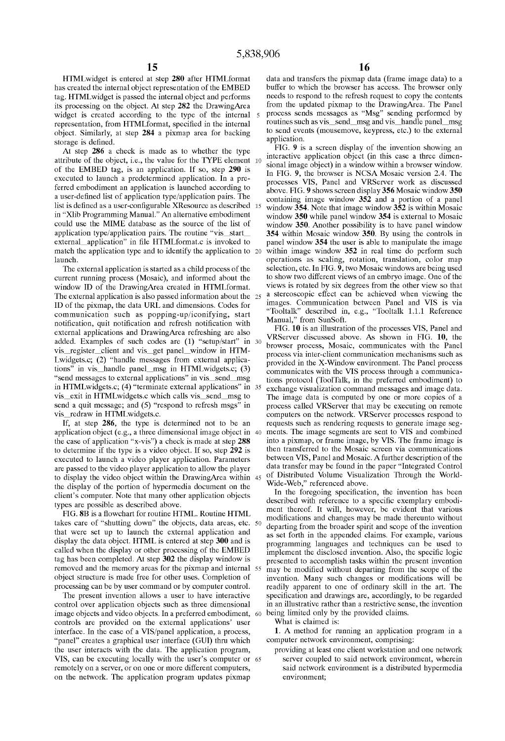HTMLwidget is entered at step 280 after HTMLformat has created the internal object representation of the EMBED tag. HTMLwidget is passed the internal object and performs its processing on the object. At step 282 the DrawingArea widget is created according to the type of the internal representation, from HTMLformat, specified in the internal object. Similarly, at step 284 a pixmap area for backing storage is defined.

At step 286 a check is made as to whether the type attribute of the object, i.e., the value for the TYPE element of the EMBED tag, is an application. If so, step 290 is executed to launch a predetermined application. In a preferred embodiment an application is launched according to a user-defined list of application type/application pairs. The list is defined as a user-configurable XResource as described in "Xlib Programming Manual." An alternative embodiment could use the MIME database as the source of the list of application type/application pairs. The routine "vis_start_external_application" in file HTMLformat.c is invoked to match the application type and to identify the application to launch.

The external application is started as a child process of the current running process (Mosaic), and informed about the window ID of the DrawingArea created in HTMLformat. The external application is also passed information about the ID of the pixmap, the data URL and dimensions. Codes for communication such as popping-up/iconifying, start notification, quit notification and refresh notification with external applications and DrawingArea refreshing are also added. Examples of such codes are (1) "setup/start" in vis_register_client and vis_get panel_window in HTMLwidgets.c; (2) "handle messages from external applications" in vis_handle panel_msg in HTMLwidgets.c; (3) "send messages to external applications" in vis_send_msg in HTMLwidgets.c; (4) "terminate external applications" in vis_exit in HTMLwidgets.c which calls vis_send_msg to send a quit message; and (5) "respond to refresh msgs" in vis_redraw in HTMLwidgets.c.

If, at step 286, the type is determined not to be an application object (e.g., a three dimensional image object in the case of application "x-vis") a check is made at step 288 to determine if the type is a video object. If so, step 292 is executed to launch a video player application. Parameters are passed to the video player application to allow the player to display the video object within the DrawingArea within the display of the portion of hypermedia document on the client's computer. Note that many other application objects types are possible as described above.

FIG. 8B is a flowchart for routine HTML. Routine HTML takes care of "shutting down" the objects, data areas, etc. that were set up to launch the external application and display the data object. HTML is entered at step 300 and is called when the display or other processing of the EMBED tag has been completed. At step 302 the display window is removed and the memory areas for the pixmap and internal object structure is made free for other uses. Completion of processing can be by user command or by computer control.

The present invention allows a user to have interactive control over application objects such as three dimensional image objects and video objects. In a preferred embodiment, controls are provided on the external applications' user interface. In the case of a VIS/panel application, a process, "panel" creates a graphical user interface (GUI) thru which the user interacts with the data. The application program, VIS, can be executing locally with the user's computer or remotely on a server, or on one or more different computers, on the network. The application program updates pixmap data and transfers the pixmap data (frame image data) to a buffer to which the browser has access. The browser only needs to respond to the refresh request to copy the contents from the updated pixmap to the DrawingArea. The Panel process sends messages as "Msg" sending performed by routines such as vis_send_msg and vis_handle panel_msg to send events (mousemove, keypress, etc.) to the external application.

FIG. 9 is a screen display of the invention showing an interactive application object (in this case a three dimensional image object) in a window within a browser window. In FIG. 9, the browser is NCSA Mosaic version 2.4. The processes VIS, Panel and VRServer work as discussed above. FIG. 9 shows screen display 356 Mosaic window 350 containing image window 352 and a portion of a panel window 354. Note that image window 352 is within Mosaic window 350 while panel window 354 is external to Mosaic window 350. Another possibility is to have panel window 354 within Mosaic window 350. By using the controls in panel window 354 the user is able to manipulate the image within image window 352 in real time do perform such operations as scaling, rotation, translation, color map selection, etc. In FIG. 9, two Mosaic windows are being used to show two different views of an embryo image. One of the views is rotated by six degrees from the other view so that a stereoscopic effect can be achieved when viewing the images. Communication between Panel and VIS is via "Tooltalk" described in, e.g., "Tooltalk 1.1.1 Reference Manual," from SunSoft.

FIG. 10 is an illustration of the processes VIS, Panel and VRServer discussed above. As shown in FIG. 10, the browser process, Mosaic, communicates with the Panel process via inter-client communication mechanisms such as provided in the X-Window environment. The Panel process communicates with the VIS process through a communications protocol (ToolTalk, in the preferred embodiment) to exchange visualization command messages and image data. The image data is computed by one or more copies of a process called VRServer that may be executing on remote computers on the network. VRServer processes respond to requests such as rendering requests to generate image segments. The image segments are sent to VIS and combined into a pixmap, or frame image, by VIS. The frame image is then transferred to the Mosaic screen via communications between VIS, Panel and Mosaic. A further description of the data transfer may be found in the paper "Integrated Control of Distributed Volume Visualization Through the World-Wide-Web," referenced above.

In the foregoing specification, the invention has been described with reference to a specific exemplary embodiment thereof. It will, however, be evident that various modifications and changes may be made thereunto without departing from the broader spirit and scope of the invention as set forth in the appended claims. For example, various programming languages and techniques can be used to implement the disclosed invention. Also, the specific logic presented to accomplish tasks within the present invention may be modified without departing from the scope of the invention. Many such changes or modifications will be readily apparent to one of ordinary skill in the art. The specification and drawings are, accordingly, to be regarded in an illustrative rather than a restrictive sense, the invention being limited only by the provided claims.

What is claimed is:

1. A method for running an application program in a computer network environment, comprising:

providing at least one client workstation and one network server coupled to said network environment, wherein said network environment is a distributed hypermedia environment;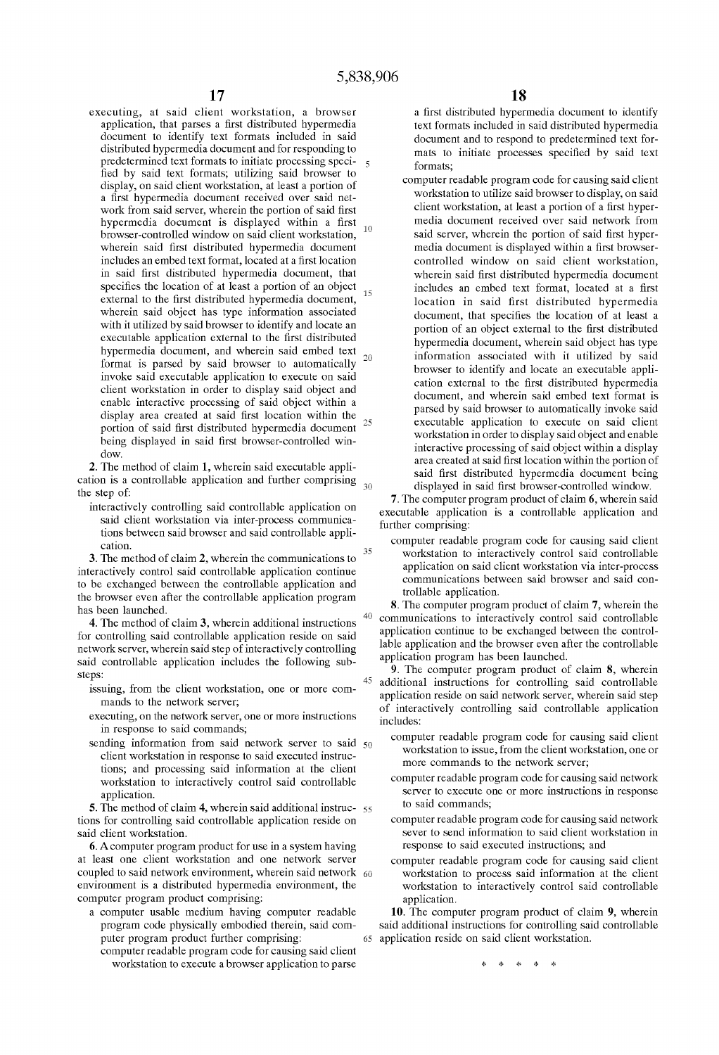executing, at said client workstation, a browser application, that parses a first distributed hypermedia document to identify text formats included in said distributed hypermedia document and for responding to predetermined text formats to initiate processing specified by said text formats; utilizing said browser to display, on said client workstation, at least a portion of a first hypermedia document received over said network from said server, wherein the portion of said first hypermedia document is displayed within a first browser-controlled window on said client workstation, wherein said first distributed hypermedia document includes an embed text format, located at a first location in said first distributed hypermedia document, that specifies the location of at least a portion of an object external to the first distributed hypermedia document, wherein said object has type information associated with it utilized by said browser to identify and locate an executable application external to the first distributed hypermedia document, and wherein said embed text format is parsed by said browser to automatically invoke said executable application to execute on said client workstation in order to display said object and enable interactive processing of said object within a display area created at said first location within the portion of said first distributed hypermedia document being displayed in said first browser-controlled window.

2. The method of claim 1, wherein said executable application is a controllable application and further comprising the step of:

interactively controlling said controllable application on said client workstation via inter-process communications between said browser and said controllable application.

3. The method of claim 2, wherein the communications to interactively control said controllable application continue to be exchanged between the controllable application and the browser even after the controllable application program has been launched.

4. The method of claim 3, wherein additional instructions for controlling said controllable application reside on said network server, wherein said step of interactively controlling said controllable application includes the following sub-steps:

issuing, from the client workstation, one or more commands to the network server;

executing, on the network server, one or more instructions in response to said commands;

sending information from said network server to said client workstation in response to said executed instructions; and processing said information at the client workstation to interactively control said controllable application.

5. The method of claim 4, wherein said additional instructions for controlling said controllable application reside on said client workstation.

6. A computer program product for use in a system having at least one client workstation and one network server coupled to said network environment, wherein said network environment is a distributed hypermedia environment, the computer program product comprising:

a computer usable medium having computer readable program code physically embodied therein, said computer program product further comprising:

computer readable program code for causing said client workstation to execute a browser application to parse a first distributed hypermedia document to identify text formats included in said distributed hypermedia document and to respond to predetermined text formats to initiate processes specified by said text formats;

computer readable program code for causing said client workstation to utilize said browser to display, on said client workstation, at least a portion of a first hypermedia document received over said network from said server, wherein the portion of said first hypermedia document is displayed within a first browser-controlled window on said client workstation, wherein said first distributed hypermedia document includes an embed text format, located at a first location in said first distributed hypermedia document, that specifies the location of at least a portion of an object external to the first distributed hypermedia document, wherein said object has type information associated with it utilized by said browser to identify and locate an executable application external to the first distributed hypermedia document, and wherein said embed text format is parsed by said browser to automatically invoke said executable application to execute on said client workstation in order to display said object and enable interactive processing of said object within a display area created at said first location within the portion of said first distributed hypermedia document being displayed in said first browser-controlled window.

7. The computer program product of claim 6, wherein said executable application is a controllable application and further comprising:

computer readable program code for causing said client workstation to interactively control said controllable application on said client workstation via inter-process communications between said browser and said controllable application.

8. The computer program product of claim 7, wherein the communications to interactively control said controllable application continue to be exchanged between the controllable application and the browser even after the controllable application program has been launched.

9. The computer program product of claim 8, wherein additional instructions for controlling said controllable application reside on said network server, wherein said step of interactively controlling said controllable application includes:

computer readable program code for causing said client workstation to issue, from the client workstation, one or more commands to the network server;

computer readable program code for causing said network server to execute one or more instructions in response to said commands;

computer readable program code for causing said network sever to send information to said client workstation in response to said executed instructions; and

computer readable program code for causing said client workstation to process said information at the client workstation to interactively control said controllable application.

10. The computer program product of claim 9, wherein said additional instructions for controlling said controllable application reside on said client workstation.

* * * * *